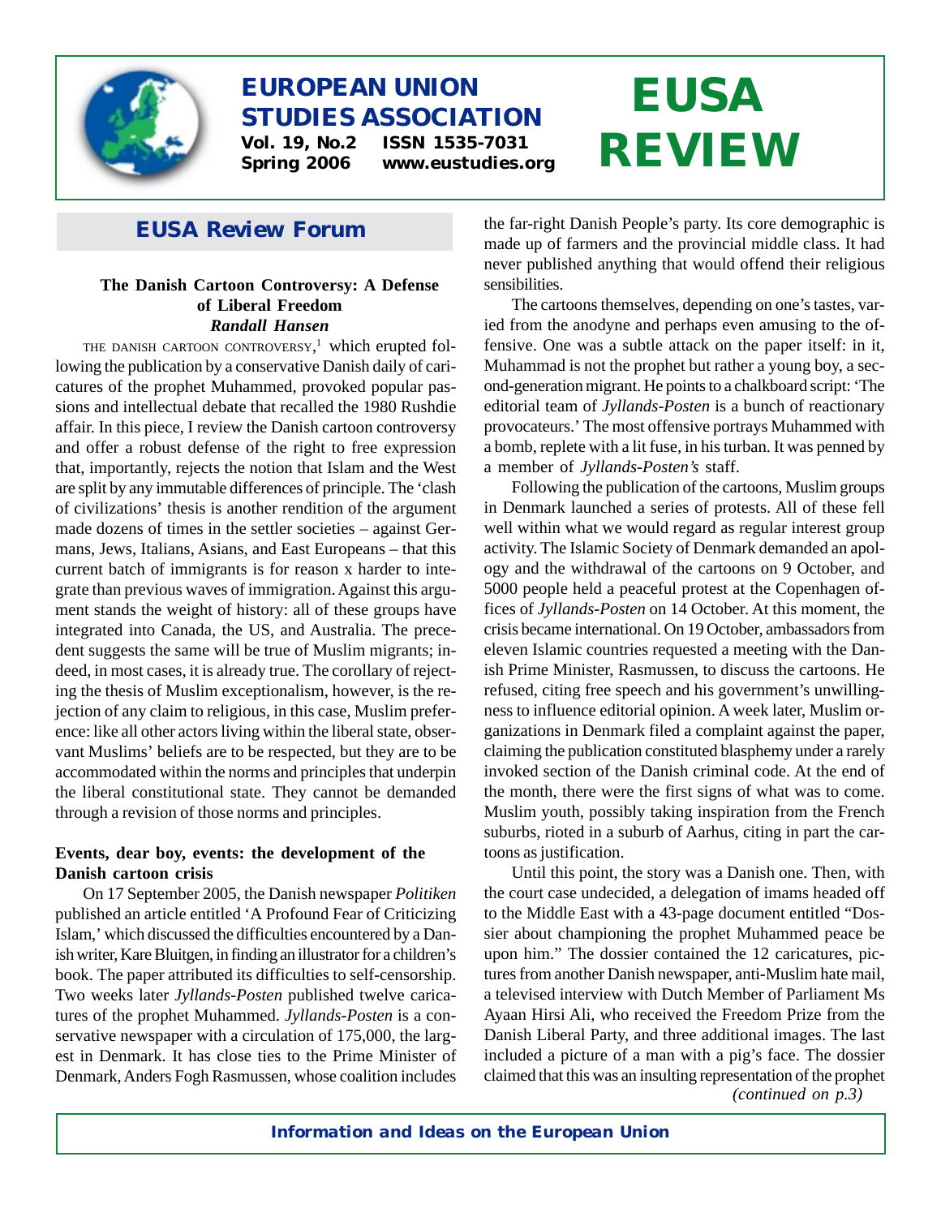# EUROPEAN UNION STUDIES ASSOCIATION

**Vol. 19, No.2 ISSN 1535-7031**
**Spring 2006 www.eustudies.org**

# EUSA REVIEW

## EUSA Review Forum

### The Danish Cartoon Controversy: A Defense of Liberal Freedom

***Randall Hansen***

THE DANISH CARTOON CONTROVERSY,[1] which erupted following the publication by a conservative Danish daily of caricatures of the prophet Muhammed, provoked popular passions and intellectual debate that recalled the 1980 Rushdie affair. In this piece, I review the Danish cartoon controversy and offer a robust defense of the right to free expression that, importantly, rejects the notion that Islam and the West are split by any immutable differences of principle. The 'clash of civilizations' thesis is another rendition of the argument made dozens of times in the settler societies – against Germans, Jews, Italians, Asians, and East Europeans – that this current batch of immigrants is for reason x harder to integrate than previous waves of immigration. Against this argument stands the weight of history: all of these groups have integrated into Canada, the US, and Australia. The precedent suggests the same will be true of Muslim migrants; indeed, in most cases, it is already true. The corollary of rejecting the thesis of Muslim exceptionalism, however, is the rejection of any claim to religious, in this case, Muslim preference: like all other actors living within the liberal state, observant Muslims' beliefs are to be respected, but they are to be accommodated within the norms and principles that underpin the liberal constitutional state. They cannot be demanded through a revision of those norms and principles.

#### Events, dear boy, events: the development of the Danish cartoon crisis

On 17 September 2005, the Danish newspaper *Politiken* published an article entitled 'A Profound Fear of Criticizing Islam,' which discussed the difficulties encountered by a Danish writer, Kare Bluitgen, in finding an illustrator for a children's book. The paper attributed its difficulties to self-censorship. Two weeks later *Jyllands-Posten* published twelve caricatures of the prophet Muhammed. *Jyllands-Posten* is a conservative newspaper with a circulation of 175,000, the largest in Denmark. It has close ties to the Prime Minister of Denmark, Anders Fogh Rasmussen, whose coalition includes the far-right Danish People's party. Its core demographic is made up of farmers and the provincial middle class. It had never published anything that would offend their religious sensibilities.

The cartoons themselves, depending on one's tastes, varied from the anodyne and perhaps even amusing to the offensive. One was a subtle attack on the paper itself: in it, Muhammad is not the prophet but rather a young boy, a second-generation migrant. He points to a chalkboard script: 'The editorial team of *Jyllands-Posten* is a bunch of reactionary provocateurs.' The most offensive portrays Muhammed with a bomb, replete with a lit fuse, in his turban. It was penned by a member of *Jyllands-Posten's* staff.

Following the publication of the cartoons, Muslim groups in Denmark launched a series of protests. All of these fell well within what we would regard as regular interest group activity. The Islamic Society of Denmark demanded an apology and the withdrawal of the cartoons on 9 October, and 5000 people held a peaceful protest at the Copenhagen offices of *Jyllands-Posten* on 14 October. At this moment, the crisis became international. On 19 October, ambassadors from eleven Islamic countries requested a meeting with the Danish Prime Minister, Rasmussen, to discuss the cartoons. He refused, citing free speech and his government's unwillingness to influence editorial opinion. A week later, Muslim organizations in Denmark filed a complaint against the paper, claiming the publication constituted blasphemy under a rarely invoked section of the Danish criminal code. At the end of the month, there were the first signs of what was to come. Muslim youth, possibly taking inspiration from the French suburbs, rioted in a suburb of Aarhus, citing in part the cartoons as justification.

Until this point, the story was a Danish one. Then, with the court case undecided, a delegation of imams headed off to the Middle East with a 43-page document entitled "Dossier about championing the prophet Muhammed peace be upon him." The dossier contained the 12 caricatures, pictures from another Danish newspaper, anti-Muslim hate mail, a televised interview with Dutch Member of Parliament Ms Ayaan Hirsi Ali, who received the Freedom Prize from the Danish Liberal Party, and three additional images. The last included a picture of a man with a pig's face. The dossier claimed that this was an insulting representation of the prophet

*(continued on p.3)*

**Information and Ideas on the European Union**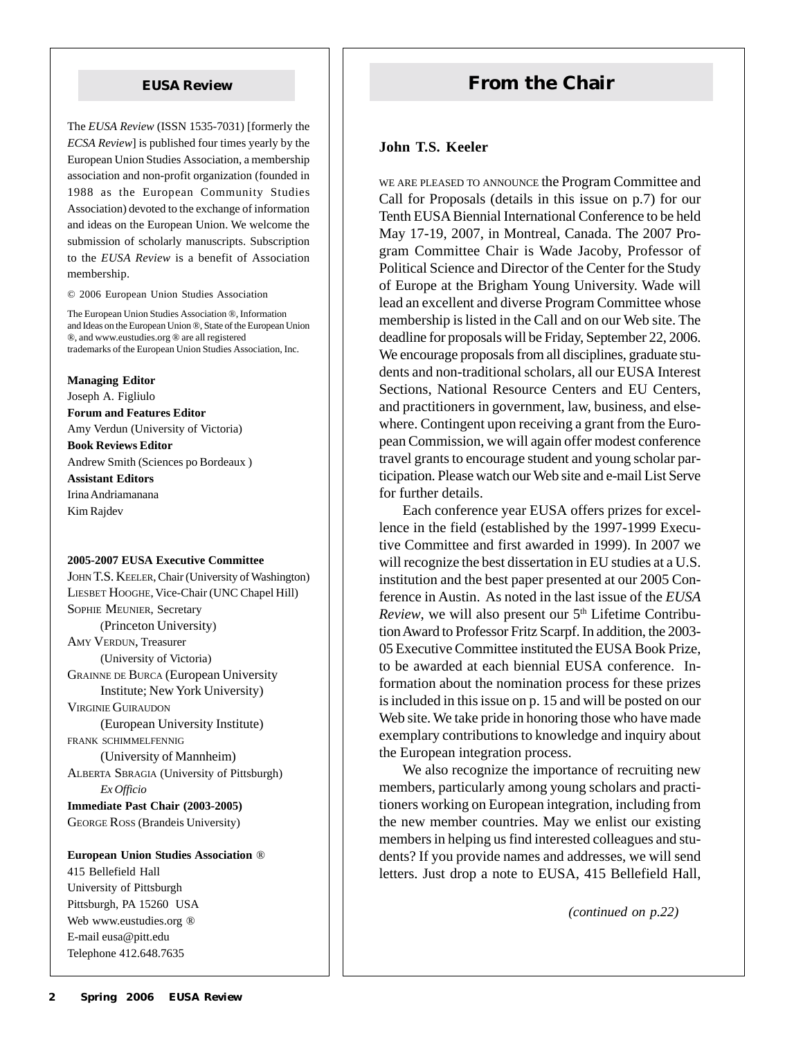## EUSA Review

The *EUSA Review* (ISSN 1535-7031) [formerly the *ECSA Review*] is published four times yearly by the European Union Studies Association, a membership association and non-profit organization (founded in 1988 as the European Community Studies Association) devoted to the exchange of information and ideas on the European Union. We welcome the submission of scholarly manuscripts. Subscription to the *EUSA Review* is a benefit of Association membership.

© 2006 European Union Studies Association

The European Union Studies Association ®, Information and Ideas on the European Union ®, State of the European Union ®, and www.eustudies.org ® are all registered trademarks of the European Union Studies Association, Inc.

**Managing Editor**
Joseph A. Figliulo
**Forum and Features Editor**
Amy Verdun (University of Victoria)
**Book Reviews Editor**
Andrew Smith (Sciences po Bordeaux )
**Assistant Editors**
Irina Andriamanana
Kim Rajdev

**2005-2007 EUSA Executive Committee**
JOHN T.S. KEELER, Chair (University of Washington)
LIESBET HOOGHE, Vice-Chair (UNC Chapel Hill)
SOPHIE MEUNIER, Secretary (Princeton University)
AMY VERDUN, Treasurer (University of Victoria)
GRAINNE DE BURCA (European University Institute; New York University)
VIRGINIE GUIRAUDON (European University Institute)
FRANK SCHIMMELFENNIG (University of Mannheim)
ALBERTA SBRAGIA (University of Pittsburgh) *Ex Officio*
**Immediate Past Chair (2003-2005)**
GEORGE ROSS (Brandeis University)

**European Union Studies Association** ®
415 Bellefield Hall
University of Pittsburgh
Pittsburgh, PA 15260 USA
Web www.eustudies.org ®
E-mail eusa@pitt.edu
Telephone 412.648.7635

## From the Chair

**John T.S. Keeler**

WE ARE PLEASED TO ANNOUNCE the Program Committee and Call for Proposals (details in this issue on p.7) for our Tenth EUSA Biennial International Conference to be held May 17-19, 2007, in Montreal, Canada. The 2007 Program Committee Chair is Wade Jacoby, Professor of Political Science and Director of the Center for the Study of Europe at the Brigham Young University. Wade will lead an excellent and diverse Program Committee whose membership is listed in the Call and on our Web site. The deadline for proposals will be Friday, September 22, 2006. We encourage proposals from all disciplines, graduate students and non-traditional scholars, all our EUSA Interest Sections, National Resource Centers and EU Centers, and practitioners in government, law, business, and elsewhere. Contingent upon receiving a grant from the European Commission, we will again offer modest conference travel grants to encourage student and young scholar participation. Please watch our Web site and e-mail List Serve for further details.

Each conference year EUSA offers prizes for excellence in the field (established by the 1997-1999 Executive Committee and first awarded in 1999). In 2007 we will recognize the best dissertation in EU studies at a U.S. institution and the best paper presented at our 2005 Conference in Austin. As noted in the last issue of the *EUSA Review*, we will also present our 5th Lifetime Contribution Award to Professor Fritz Scarpf. In addition, the 2003-05 Executive Committee instituted the EUSA Book Prize, to be awarded at each biennial EUSA conference. Information about the nomination process for these prizes is included in this issue on p. 15 and will be posted on our Web site. We take pride in honoring those who have made exemplary contributions to knowledge and inquiry about the European integration process.

We also recognize the importance of recruiting new members, particularly among young scholars and practitioners working on European integration, including from the new member countries. May we enlist our existing members in helping us find interested colleagues and students? If you provide names and addresses, we will send letters. Just drop a note to EUSA, 415 Bellefield Hall,

*(continued on p.22)*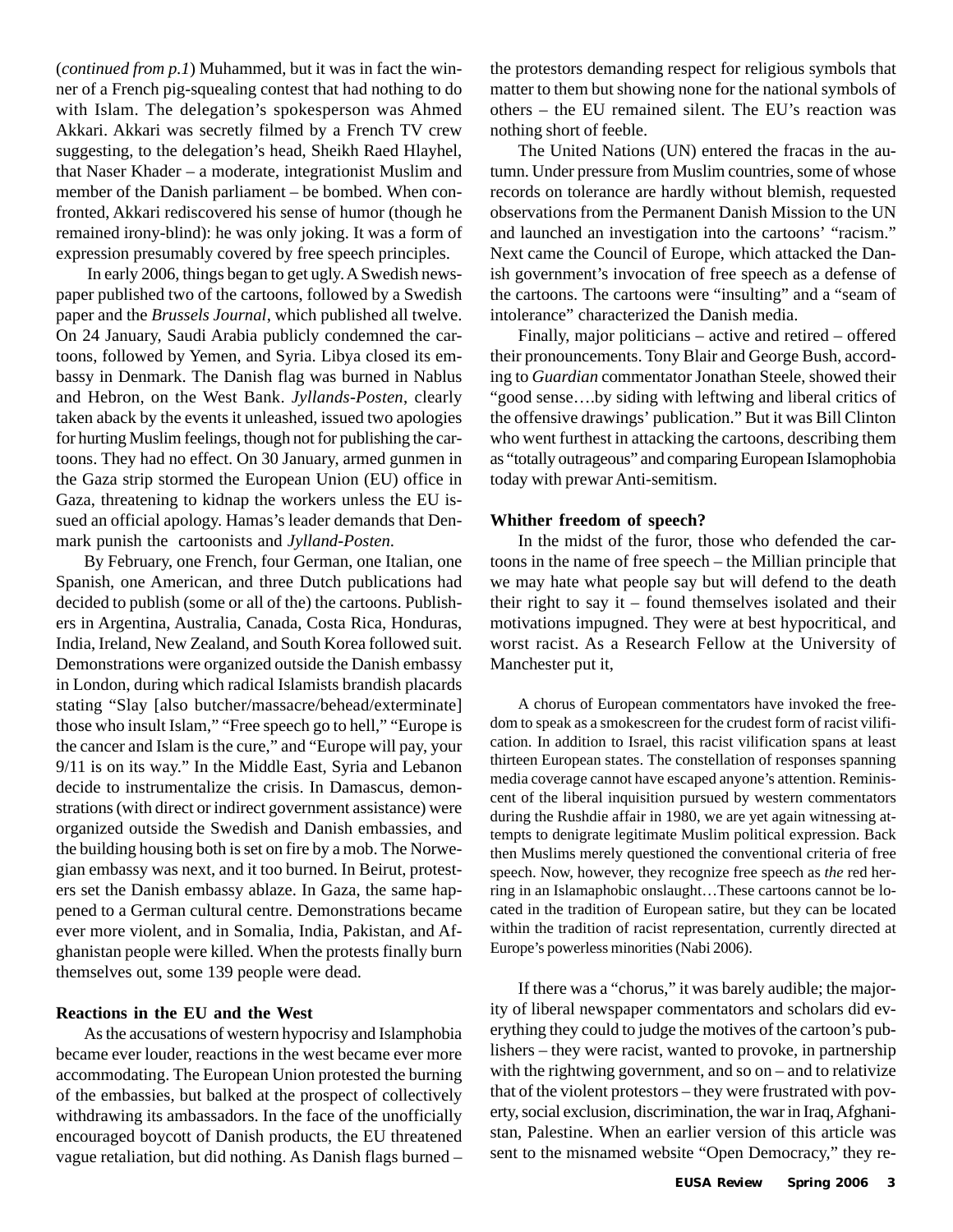(*continued from p.1*) Muhammed, but it was in fact the winner of a French pig-squealing contest that had nothing to do with Islam. The delegation's spokesperson was Ahmed Akkari. Akkari was secretly filmed by a French TV crew suggesting, to the delegation's head, Sheikh Raed Hlayhel, that Naser Khader – a moderate, integrationist Muslim and member of the Danish parliament – be bombed. When confronted, Akkari rediscovered his sense of humor (though he remained irony-blind): he was only joking. It was a form of expression presumably covered by free speech principles.

In early 2006, things began to get ugly. A Swedish newspaper published two of the cartoons, followed by a Swedish paper and the *Brussels Journal*, which published all twelve. On 24 January, Saudi Arabia publicly condemned the cartoons, followed by Yemen, and Syria. Libya closed its embassy in Denmark. The Danish flag was burned in Nablus and Hebron, on the West Bank. *Jyllands-Posten*, clearly taken aback by the events it unleashed, issued two apologies for hurting Muslim feelings, though not for publishing the cartoons. They had no effect. On 30 January, armed gunmen in the Gaza strip stormed the European Union (EU) office in Gaza, threatening to kidnap the workers unless the EU issued an official apology. Hamas's leader demands that Denmark punish the cartoonists and *Jylland-Posten*.

By February, one French, four German, one Italian, one Spanish, one American, and three Dutch publications had decided to publish (some or all of the) the cartoons. Publishers in Argentina, Australia, Canada, Costa Rica, Honduras, India, Ireland, New Zealand, and South Korea followed suit. Demonstrations were organized outside the Danish embassy in London, during which radical Islamists brandish placards stating "Slay [also butcher/massacre/behead/exterminate] those who insult Islam," "Free speech go to hell," "Europe is the cancer and Islam is the cure," and "Europe will pay, your 9/11 is on its way." In the Middle East, Syria and Lebanon decide to instrumentalize the crisis. In Damascus, demonstrations (with direct or indirect government assistance) were organized outside the Swedish and Danish embassies, and the building housing both is set on fire by a mob. The Norwegian embassy was next, and it too burned. In Beirut, protesters set the Danish embassy ablaze. In Gaza, the same happened to a German cultural centre. Demonstrations became ever more violent, and in Somalia, India, Pakistan, and Afghanistan people were killed. When the protests finally burn themselves out, some 139 people were dead.

**Reactions in the EU and the West**

As the accusations of western hypocrisy and Islamphobia became ever louder, reactions in the west became ever more accommodating. The European Union protested the burning of the embassies, but balked at the prospect of collectively withdrawing its ambassadors. In the face of the unofficially encouraged boycott of Danish products, the EU threatened vague retaliation, but did nothing. As Danish flags burned – the protestors demanding respect for religious symbols that matter to them but showing none for the national symbols of others – the EU remained silent. The EU's reaction was nothing short of feeble.

The United Nations (UN) entered the fracas in the autumn. Under pressure from Muslim countries, some of whose records on tolerance are hardly without blemish, requested observations from the Permanent Danish Mission to the UN and launched an investigation into the cartoons' "racism." Next came the Council of Europe, which attacked the Danish government's invocation of free speech as a defense of the cartoons. The cartoons were "insulting" and a "seam of intolerance" characterized the Danish media.

Finally, major politicians – active and retired – offered their pronouncements. Tony Blair and George Bush, according to *Guardian* commentator Jonathan Steele, showed their "good sense….by siding with leftwing and liberal critics of the offensive drawings' publication." But it was Bill Clinton who went furthest in attacking the cartoons, describing them as "totally outrageous" and comparing European Islamophobia today with prewar Anti-semitism.

**Whither freedom of speech?**

In the midst of the furor, those who defended the cartoons in the name of free speech – the Millian principle that we may hate what people say but will defend to the death their right to say it – found themselves isolated and their motivations impugned. They were at best hypocritical, and worst racist. As a Research Fellow at the University of Manchester put it,

> A chorus of European commentators have invoked the freedom to speak as a smokescreen for the crudest form of racist vilification. In addition to Israel, this racist vilification spans at least thirteen European states. The constellation of responses spanning media coverage cannot have escaped anyone's attention. Reminiscent of the liberal inquisition pursued by western commentators during the Rushdie affair in 1980, we are yet again witnessing attempts to denigrate legitimate Muslim political expression. Back then Muslims merely questioned the conventional criteria of free speech. Now, however, they recognize free speech as *the* red herring in an Islamaphobic onslaught…These cartoons cannot be located in the tradition of European satire, but they can be located within the tradition of racist representation, currently directed at Europe's powerless minorities (Nabi 2006).

If there was a "chorus," it was barely audible; the majority of liberal newspaper commentators and scholars did everything they could to judge the motives of the cartoon's publishers – they were racist, wanted to provoke, in partnership with the rightwing government, and so on – and to relativize that of the violent protestors – they were frustrated with poverty, social exclusion, discrimination, the war in Iraq, Afghanistan, Palestine. When an earlier version of this article was sent to the misnamed website "Open Democracy," they re-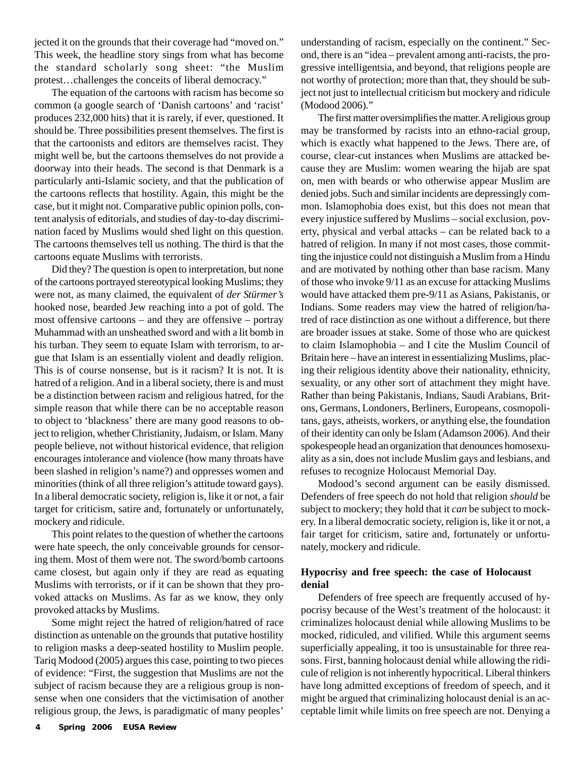jected it on the grounds that their coverage had "moved on." This week, the headline story sings from what has become the standard scholarly song sheet: "the Muslim protest…challenges the conceits of liberal democracy."

The equation of the cartoons with racism has become so common (a google search of 'Danish cartoons' and 'racist' produces 232,000 hits) that it is rarely, if ever, questioned. It should be. Three possibilities present themselves. The first is that the cartoonists and editors are themselves racist. They might well be, but the cartoons themselves do not provide a doorway into their heads. The second is that Denmark is a particularly anti-Islamic society, and that the publication of the cartoons reflects that hostility. Again, this might be the case, but it might not. Comparative public opinion polls, content analysis of editorials, and studies of day-to-day discrimination faced by Muslims would shed light on this question. The cartoons themselves tell us nothing. The third is that the cartoons equate Muslims with terrorists.

Did they? The question is open to interpretation, but none of the cartoons portrayed stereotypical looking Muslims; they were not, as many claimed, the equivalent of *der Stürmer's* hooked nose, bearded Jew reaching into a pot of gold. The most offensive cartoons – and they are offensive – portray Muhammad with an unsheathed sword and with a lit bomb in his turban. They seem to equate Islam with terrorism, to argue that Islam is an essentially violent and deadly religion. This is of course nonsense, but is it racism? It is not. It is hatred of a religion. And in a liberal society, there is and must be a distinction between racism and religious hatred, for the simple reason that while there can be no acceptable reason to object to 'blackness' there are many good reasons to object to religion, whether Christianity, Judaism, or Islam. Many people believe, not without historical evidence, that religion encourages intolerance and violence (how many throats have been slashed in religion's name?) and oppresses women and minorities (think of all three religion's attitude toward gays). In a liberal democratic society, religion is, like it or not, a fair target for criticism, satire and, fortunately or unfortunately, mockery and ridicule.

This point relates to the question of whether the cartoons were hate speech, the only conceivable grounds for censoring them. Most of them were not. The sword/bomb cartoons came closest, but again only if they are read as equating Muslims with terrorists, or if it can be shown that they provoked attacks on Muslims. As far as we know, they only provoked attacks by Muslims.

Some might reject the hatred of religion/hatred of race distinction as untenable on the grounds that putative hostility to religion masks a deep-seated hostility to Muslim people. Tariq Modood (2005) argues this case, pointing to two pieces of evidence: "First, the suggestion that Muslims are not the subject of racism because they are a religious group is nonsense when one considers that the victimisation of another religious group, the Jews, is paradigmatic of many peoples' understanding of racism, especially on the continent." Second, there is an "idea – prevalent among anti-racists, the progressive intelligentsia, and beyond, that religions people are not worthy of protection; more than that, they should be subject not just to intellectual criticism but mockery and ridicule (Modood 2006)."

The first matter oversimplifies the matter. A religious group may be transformed by racists into an ethno-racial group, which is exactly what happened to the Jews. There are, of course, clear-cut instances when Muslims are attacked because they are Muslim: women wearing the hijab are spat on, men with beards or who otherwise appear Muslim are denied jobs. Such and similar incidents are depressingly common. Islamophobia does exist, but this does not mean that every injustice suffered by Muslims – social exclusion, poverty, physical and verbal attacks – can be related back to a hatred of religion. In many if not most cases, those committing the injustice could not distinguish a Muslim from a Hindu and are motivated by nothing other than base racism. Many of those who invoke 9/11 as an excuse for attacking Muslims would have attacked them pre-9/11 as Asians, Pakistanis, or Indians. Some readers may view the hatred of religion/hatred of race distinction as one without a difference, but there are broader issues at stake. Some of those who are quickest to claim Islamophobia – and I cite the Muslim Council of Britain here – have an interest in essentializing Muslims, placing their religious identity above their nationality, ethnicity, sexuality, or any other sort of attachment they might have. Rather than being Pakistanis, Indians, Saudi Arabians, Britons, Germans, Londoners, Berliners, Europeans, cosmopolitans, gays, atheists, workers, or anything else, the foundation of their identity can only be Islam (Adamson 2006). And their spokespeople head an organization that denounces homosexuality as a sin, does not include Muslim gays and lesbians, and refuses to recognize Holocaust Memorial Day.

Modood's second argument can be easily dismissed. Defenders of free speech do not hold that religion *should* be subject to mockery; they hold that it *can* be subject to mockery. In a liberal democratic society, religion is, like it or not, a fair target for criticism, satire and, fortunately or unfortunately, mockery and ridicule.

### Hypocrisy and free speech: the case of Holocaust denial

Defenders of free speech are frequently accused of hypocrisy because of the West's treatment of the holocaust: it criminalizes holocaust denial while allowing Muslims to be mocked, ridiculed, and vilified. While this argument seems superficially appealing, it too is unsustainable for three reasons. First, banning holocaust denial while allowing the ridicule of religion is not inherently hypocritical. Liberal thinkers have long admitted exceptions of freedom of speech, and it might be argued that criminalizing holocaust denial is an acceptable limit while limits on free speech are not. Denying a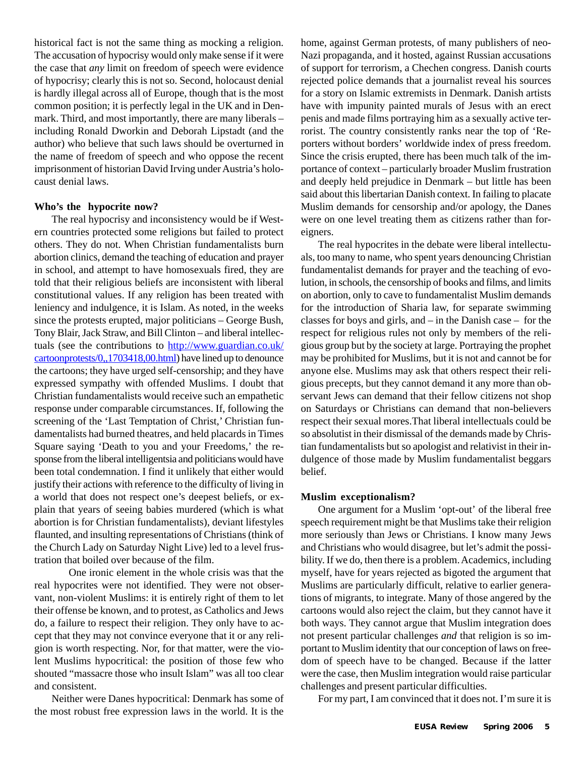historical fact is not the same thing as mocking a religion. The accusation of hypocrisy would only make sense if it were the case that *any* limit on freedom of speech were evidence of hypocrisy; clearly this is not so. Second, holocaust denial is hardly illegal across all of Europe, though that is the most common position; it is perfectly legal in the UK and in Denmark. Third, and most importantly, there are many liberals – including Ronald Dworkin and Deborah Lipstadt (and the author) who believe that such laws should be overturned in the name of freedom of speech and who oppose the recent imprisonment of historian David Irving under Austria's holocaust denial laws.

### Who's the hypocrite now?

The real hypocrisy and inconsistency would be if Western countries protected some religions but failed to protect others. They do not. When Christian fundamentalists burn abortion clinics, demand the teaching of education and prayer in school, and attempt to have homosexuals fired, they are told that their religious beliefs are inconsistent with liberal constitutional values. If any religion has been treated with leniency and indulgence, it is Islam. As noted, in the weeks since the protests erupted, major politicians – George Bush, Tony Blair, Jack Straw, and Bill Clinton – and liberal intellectuals (see the contributions to http://www.guardian.co.uk/cartoonprotests/0,,1703418,00.html) have lined up to denounce the cartoons; they have urged self-censorship; and they have expressed sympathy with offended Muslims. I doubt that Christian fundamentalists would receive such an empathetic response under comparable circumstances. If, following the screening of the 'Last Temptation of Christ,' Christian fundamentalists had burned theatres, and held placards in Times Square saying 'Death to you and your Freedoms,' the response from the liberal intelligentsia and politicians would have been total condemnation. I find it unlikely that either would justify their actions with reference to the difficulty of living in a world that does not respect one's deepest beliefs, or explain that years of seeing babies murdered (which is what abortion is for Christian fundamentalists), deviant lifestyles flaunted, and insulting representations of Christians (think of the Church Lady on Saturday Night Live) led to a level frustration that boiled over because of the film.

One ironic element in the whole crisis was that the real hypocrites were not identified. They were not observant, non-violent Muslims: it is entirely right of them to let their offense be known, and to protest, as Catholics and Jews do, a failure to respect their religion. They only have to accept that they may not convince everyone that it or any religion is worth respecting. Nor, for that matter, were the violent Muslims hypocritical: the position of those few who shouted "massacre those who insult Islam" was all too clear and consistent.

Neither were Danes hypocritical: Denmark has some of the most robust free expression laws in the world. It is the home, against German protests, of many publishers of neo-Nazi propaganda, and it hosted, against Russian accusations of support for terrorism, a Chechen congress. Danish courts rejected police demands that a journalist reveal his sources for a story on Islamic extremists in Denmark. Danish artists have with impunity painted murals of Jesus with an erect penis and made films portraying him as a sexually active terrorist. The country consistently ranks near the top of 'Reporters without borders' worldwide index of press freedom. Since the crisis erupted, there has been much talk of the importance of context – particularly broader Muslim frustration and deeply held prejudice in Denmark – but little has been said about this libertarian Danish context. In failing to placate Muslim demands for censorship and/or apology, the Danes were on one level treating them as citizens rather than foreigners.

The real hypocrites in the debate were liberal intellectuals, too many to name, who spent years denouncing Christian fundamentalist demands for prayer and the teaching of evolution, in schools, the censorship of books and films, and limits on abortion, only to cave to fundamentalist Muslim demands for the introduction of Sharia law, for separate swimming classes for boys and girls, and – in the Danish case – for the respect for religious rules not only by members of the religious group but by the society at large. Portraying the prophet may be prohibited for Muslims, but it is not and cannot be for anyone else. Muslims may ask that others respect their religious precepts, but they cannot demand it any more than observant Jews can demand that their fellow citizens not shop on Saturdays or Christians can demand that non-believers respect their sexual mores.That liberal intellectuals could be so absolutist in their dismissal of the demands made by Christian fundamentalists but so apologist and relativist in their indulgence of those made by Muslim fundamentalist beggars belief.

### Muslim exceptionalism?

One argument for a Muslim 'opt-out' of the liberal free speech requirement might be that Muslims take their religion more seriously than Jews or Christians. I know many Jews and Christians who would disagree, but let's admit the possibility. If we do, then there is a problem. Academics, including myself, have for years rejected as bigoted the argument that Muslims are particularly difficult, relative to earlier generations of migrants, to integrate. Many of those angered by the cartoons would also reject the claim, but they cannot have it both ways. They cannot argue that Muslim integration does not present particular challenges *and* that religion is so important to Muslim identity that our conception of laws on freedom of speech have to be changed. Because if the latter were the case, then Muslim integration would raise particular challenges and present particular difficulties.

For my part, I am convinced that it does not. I'm sure it is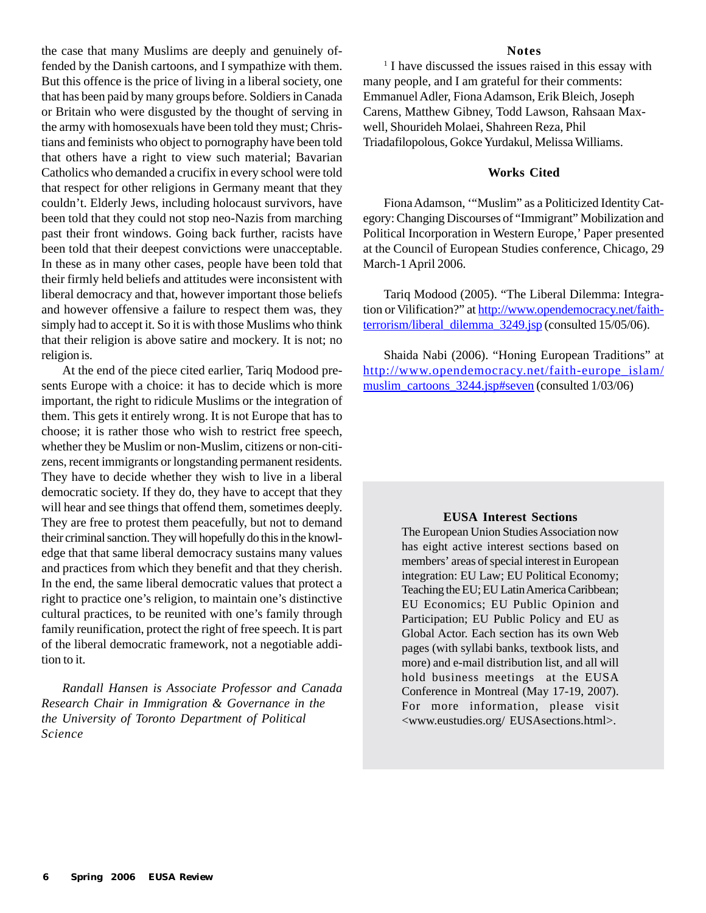the case that many Muslims are deeply and genuinely offended by the Danish cartoons, and I sympathize with them. But this offence is the price of living in a liberal society, one that has been paid by many groups before. Soldiers in Canada or Britain who were disgusted by the thought of serving in the army with homosexuals have been told they must; Christians and feminists who object to pornography have been told that others have a right to view such material; Bavarian Catholics who demanded a crucifix in every school were told that respect for other religions in Germany meant that they couldn't. Elderly Jews, including holocaust survivors, have been told that they could not stop neo-Nazis from marching past their front windows. Going back further, racists have been told that their deepest convictions were unacceptable. In these as in many other cases, people have been told that their firmly held beliefs and attitudes were inconsistent with liberal democracy and that, however important those beliefs and however offensive a failure to respect them was, they simply had to accept it. So it is with those Muslims who think that their religion is above satire and mockery. It is not; no religion is.

At the end of the piece cited earlier, Tariq Modood presents Europe with a choice: it has to decide which is more important, the right to ridicule Muslims or the integration of them. This gets it entirely wrong. It is not Europe that has to choose; it is rather those who wish to restrict free speech, whether they be Muslim or non-Muslim, citizens or non-citizens, recent immigrants or longstanding permanent residents. They have to decide whether they wish to live in a liberal democratic society. If they do, they have to accept that they will hear and see things that offend them, sometimes deeply. They are free to protest them peacefully, but not to demand their criminal sanction. They will hopefully do this in the knowledge that that same liberal democracy sustains many values and practices from which they benefit and that they cherish. In the end, the same liberal democratic values that protect a right to practice one's religion, to maintain one's distinctive cultural practices, to be reunited with one's family through family reunification, protect the right of free speech. It is part of the liberal democratic framework, not a negotiable addition to it.

*Randall Hansen is Associate Professor and Canada Research Chair in Immigration & Governance in the the University of Toronto Department of Political Science*

### Notes

[1] I have discussed the issues raised in this essay with many people, and I am grateful for their comments: Emmanuel Adler, Fiona Adamson, Erik Bleich, Joseph Carens, Matthew Gibney, Todd Lawson, Rahsaan Maxwell, Shourideh Molaei, Shahreen Reza, Phil Triadafilopolous, Gokce Yurdakul, Melissa Williams.

### Works Cited

Fiona Adamson, '"Muslim" as a Politicized Identity Category: Changing Discourses of "Immigrant" Mobilization and Political Incorporation in Western Europe,' Paper presented at the Council of European Studies conference, Chicago, 29 March-1 April 2006.

Tariq Modood (2005). "The Liberal Dilemma: Integration or Vilification?" at http://www.opendemocracy.net/faith-terrorism/liberal_dilemma_3249.jsp (consulted 15/05/06).

Shaida Nabi (2006). "Honing European Traditions" at http://www.opendemocracy.net/faith-europe_islam/muslim_cartoons_3244.jsp#seven (consulted 1/03/06)

### EUSA Interest Sections

The European Union Studies Association now has eight active interest sections based on members' areas of special interest in European integration: EU Law; EU Political Economy; Teaching the EU; EU Latin America Caribbean; EU Economics; EU Public Opinion and Participation; EU Public Policy and EU as Global Actor. Each section has its own Web pages (with syllabi banks, textbook lists, and more) and e-mail distribution list, and all will hold business meetings at the EUSA Conference in Montreal (May 17-19, 2007). For more information, please visit <www.eustudies.org/ EUSAsections.html>.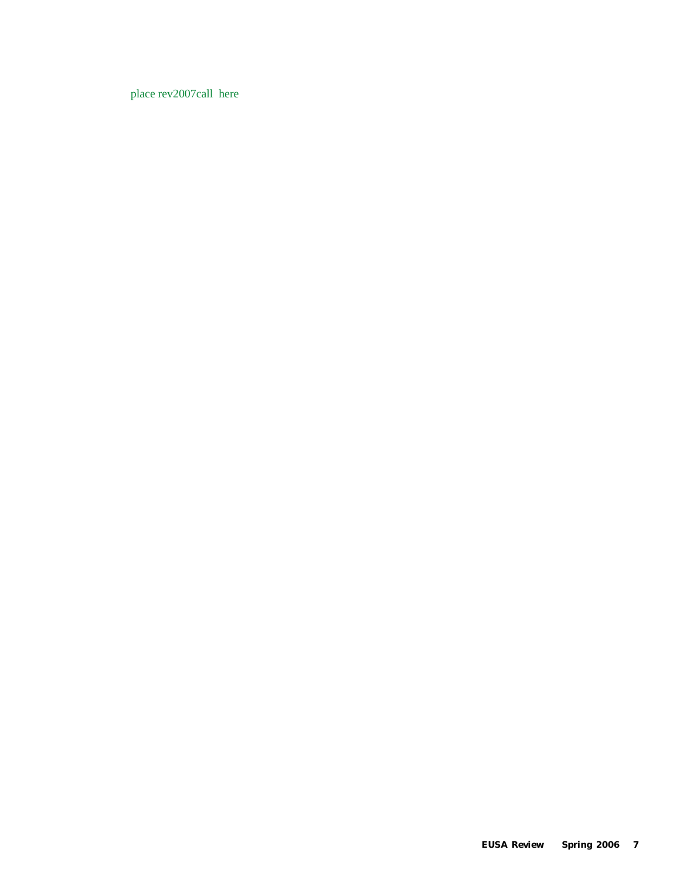place rev2007call here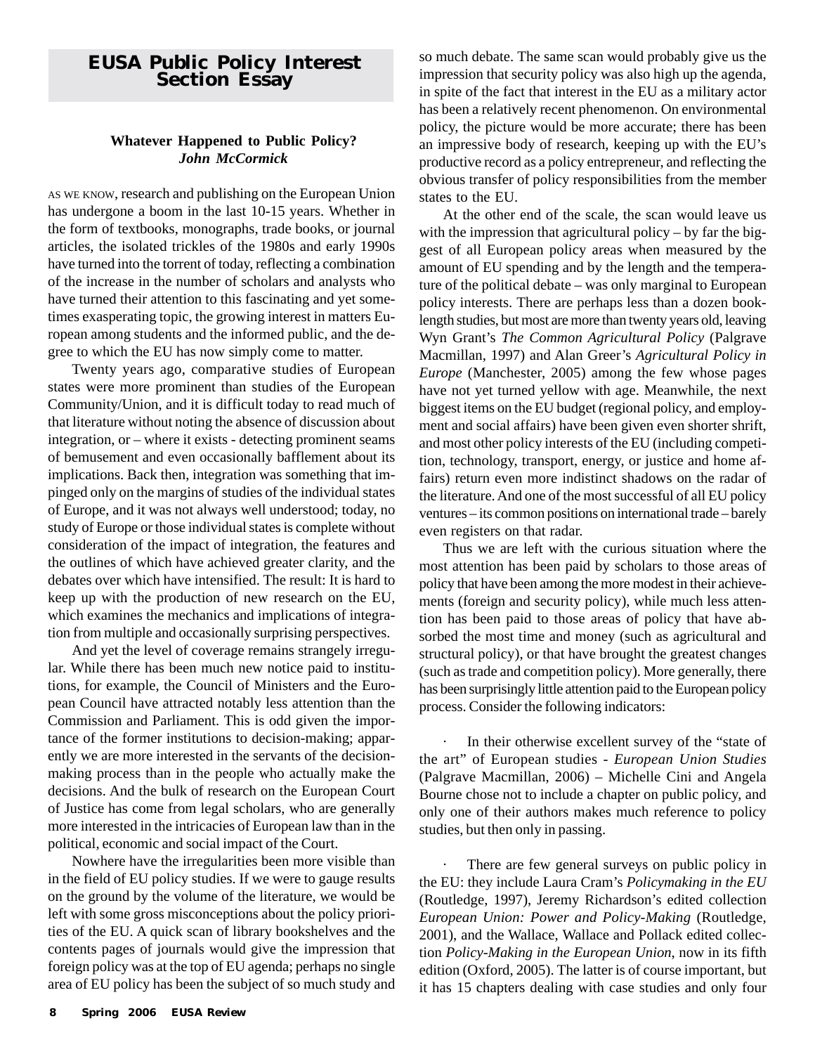## EUSA Public Policy Interest Section Essay

### Whatever Happened to Public Policy?
***John McCormick***

AS WE KNOW, research and publishing on the European Union has undergone a boom in the last 10-15 years. Whether in the form of textbooks, monographs, trade books, or journal articles, the isolated trickles of the 1980s and early 1990s have turned into the torrent of today, reflecting a combination of the increase in the number of scholars and analysts who have turned their attention to this fascinating and yet sometimes exasperating topic, the growing interest in matters European among students and the informed public, and the degree to which the EU has now simply come to matter.

Twenty years ago, comparative studies of European states were more prominent than studies of the European Community/Union, and it is difficult today to read much of that literature without noting the absence of discussion about integration, or – where it exists - detecting prominent seams of bemusement and even occasionally bafflement about its implications. Back then, integration was something that impinged only on the margins of studies of the individual states of Europe, and it was not always well understood; today, no study of Europe or those individual states is complete without consideration of the impact of integration, the features and the outlines of which have achieved greater clarity, and the debates over which have intensified. The result: It is hard to keep up with the production of new research on the EU, which examines the mechanics and implications of integration from multiple and occasionally surprising perspectives.

And yet the level of coverage remains strangely irregular. While there has been much new notice paid to institutions, for example, the Council of Ministers and the European Council have attracted notably less attention than the Commission and Parliament. This is odd given the importance of the former institutions to decision-making; apparently we are more interested in the servants of the decision-making process than in the people who actually make the decisions. And the bulk of research on the European Court of Justice has come from legal scholars, who are generally more interested in the intricacies of European law than in the political, economic and social impact of the Court.

Nowhere have the irregularities been more visible than in the field of EU policy studies. If we were to gauge results on the ground by the volume of the literature, we would be left with some gross misconceptions about the policy priorities of the EU. A quick scan of library bookshelves and the contents pages of journals would give the impression that foreign policy was at the top of EU agenda; perhaps no single area of EU policy has been the subject of so much study and so much debate. The same scan would probably give us the impression that security policy was also high up the agenda, in spite of the fact that interest in the EU as a military actor has been a relatively recent phenomenon. On environmental policy, the picture would be more accurate; there has been an impressive body of research, keeping up with the EU's productive record as a policy entrepreneur, and reflecting the obvious transfer of policy responsibilities from the member states to the EU.

At the other end of the scale, the scan would leave us with the impression that agricultural policy – by far the biggest of all European policy areas when measured by the amount of EU spending and by the length and the temperature of the political debate – was only marginal to European policy interests. There are perhaps less than a dozen book-length studies, but most are more than twenty years old, leaving Wyn Grant's *The Common Agricultural Policy* (Palgrave Macmillan, 1997) and Alan Greer's *Agricultural Policy in Europe* (Manchester, 2005) among the few whose pages have not yet turned yellow with age. Meanwhile, the next biggest items on the EU budget (regional policy, and employment and social affairs) have been given even shorter shrift, and most other policy interests of the EU (including competition, technology, transport, energy, or justice and home affairs) return even more indistinct shadows on the radar of the literature. And one of the most successful of all EU policy ventures – its common positions on international trade – barely even registers on that radar.

Thus we are left with the curious situation where the most attention has been paid by scholars to those areas of policy that have been among the more modest in their achievements (foreign and security policy), while much less attention has been paid to those areas of policy that have absorbed the most time and money (such as agricultural and structural policy), or that have brought the greatest changes (such as trade and competition policy). More generally, there has been surprisingly little attention paid to the European policy process. Consider the following indicators:

- In their otherwise excellent survey of the "state of the art" of European studies - *European Union Studies* (Palgrave Macmillan, 2006) – Michelle Cini and Angela Bourne chose not to include a chapter on public policy, and only one of their authors makes much reference to policy studies, but then only in passing.

- There are few general surveys on public policy in the EU: they include Laura Cram's *Policymaking in the EU* (Routledge, 1997), Jeremy Richardson's edited collection *European Union: Power and Policy-Making* (Routledge, 2001), and the Wallace, Wallace and Pollack edited collection *Policy-Making in the European Union*, now in its fifth edition (Oxford, 2005). The latter is of course important, but it has 15 chapters dealing with case studies and only four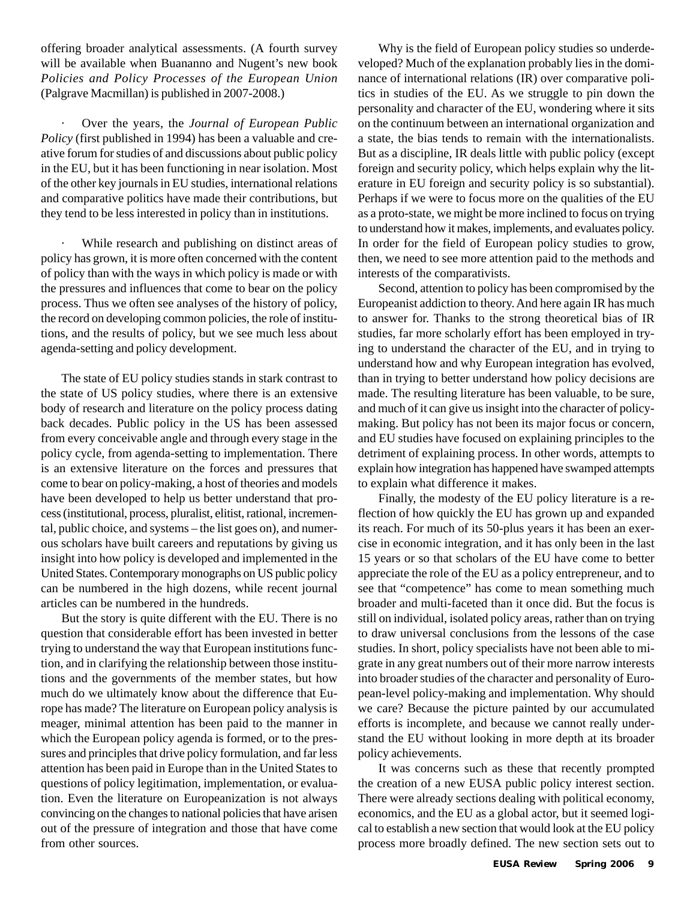offering broader analytical assessments. (A fourth survey will be available when Buananno and Nugent's new book *Policies and Policy Processes of the European Union* (Palgrave Macmillan) is published in 2007-2008.)

· Over the years, the *Journal of European Public Policy* (first published in 1994) has been a valuable and creative forum for studies of and discussions about public policy in the EU, but it has been functioning in near isolation. Most of the other key journals in EU studies, international relations and comparative politics have made their contributions, but they tend to be less interested in policy than in institutions.

· While research and publishing on distinct areas of policy has grown, it is more often concerned with the content of policy than with the ways in which policy is made or with the pressures and influences that come to bear on the policy process. Thus we often see analyses of the history of policy, the record on developing common policies, the role of institutions, and the results of policy, but we see much less about agenda-setting and policy development.

The state of EU policy studies stands in stark contrast to the state of US policy studies, where there is an extensive body of research and literature on the policy process dating back decades. Public policy in the US has been assessed from every conceivable angle and through every stage in the policy cycle, from agenda-setting to implementation. There is an extensive literature on the forces and pressures that come to bear on policy-making, a host of theories and models have been developed to help us better understand that process (institutional, process, pluralist, elitist, rational, incremental, public choice, and systems – the list goes on), and numerous scholars have built careers and reputations by giving us insight into how policy is developed and implemented in the United States. Contemporary monographs on US public policy can be numbered in the high dozens, while recent journal articles can be numbered in the hundreds.

But the story is quite different with the EU. There is no question that considerable effort has been invested in better trying to understand the way that European institutions function, and in clarifying the relationship between those institutions and the governments of the member states, but how much do we ultimately know about the difference that Europe has made? The literature on European policy analysis is meager, minimal attention has been paid to the manner in which the European policy agenda is formed, or to the pressures and principles that drive policy formulation, and far less attention has been paid in Europe than in the United States to questions of policy legitimation, implementation, or evaluation. Even the literature on Europeanization is not always convincing on the changes to national policies that have arisen out of the pressure of integration and those that have come from other sources.

Why is the field of European policy studies so underdeveloped? Much of the explanation probably lies in the dominance of international relations (IR) over comparative politics in studies of the EU. As we struggle to pin down the personality and character of the EU, wondering where it sits on the continuum between an international organization and a state, the bias tends to remain with the internationalists. But as a discipline, IR deals little with public policy (except foreign and security policy, which helps explain why the literature in EU foreign and security policy is so substantial). Perhaps if we were to focus more on the qualities of the EU as a proto-state, we might be more inclined to focus on trying to understand how it makes, implements, and evaluates policy. In order for the field of European policy studies to grow, then, we need to see more attention paid to the methods and interests of the comparativists.

Second, attention to policy has been compromised by the Europeanist addiction to theory. And here again IR has much to answer for. Thanks to the strong theoretical bias of IR studies, far more scholarly effort has been employed in trying to understand the character of the EU, and in trying to understand how and why European integration has evolved, than in trying to better understand how policy decisions are made. The resulting literature has been valuable, to be sure, and much of it can give us insight into the character of policymaking. But policy has not been its major focus or concern, and EU studies have focused on explaining principles to the detriment of explaining process. In other words, attempts to explain how integration has happened have swamped attempts to explain what difference it makes.

Finally, the modesty of the EU policy literature is a reflection of how quickly the EU has grown up and expanded its reach. For much of its 50-plus years it has been an exercise in economic integration, and it has only been in the last 15 years or so that scholars of the EU have come to better appreciate the role of the EU as a policy entrepreneur, and to see that "competence" has come to mean something much broader and multi-faceted than it once did. But the focus is still on individual, isolated policy areas, rather than on trying to draw universal conclusions from the lessons of the case studies. In short, policy specialists have not been able to migrate in any great numbers out of their more narrow interests into broader studies of the character and personality of European-level policy-making and implementation. Why should we care? Because the picture painted by our accumulated efforts is incomplete, and because we cannot really understand the EU without looking in more depth at its broader policy achievements.

It was concerns such as these that recently prompted the creation of a new EUSA public policy interest section. There were already sections dealing with political economy, economics, and the EU as a global actor, but it seemed logical to establish a new section that would look at the EU policy process more broadly defined. The new section sets out to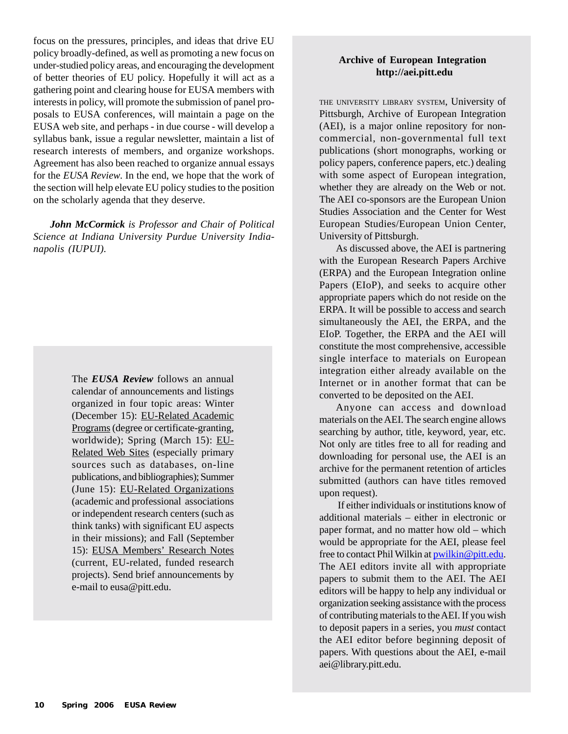focus on the pressures, principles, and ideas that drive EU policy broadly-defined, as well as promoting a new focus on under-studied policy areas, and encouraging the development of better theories of EU policy. Hopefully it will act as a gathering point and clearing house for EUSA members with interests in policy, will promote the submission of panel proposals to EUSA conferences, will maintain a page on the EUSA web site, and perhaps - in due course - will develop a syllabus bank, issue a regular newsletter, maintain a list of research interests of members, and organize workshops. Agreement has also been reached to organize annual essays for the *EUSA Review*. In the end, we hope that the work of the section will help elevate EU policy studies to the position on the scholarly agenda that they deserve.

***John McCormick** is Professor and Chair of Political Science at Indiana University Purdue University Indianapolis (IUPUI).*

The ***EUSA Review*** follows an annual calendar of announcements and listings organized in four topic areas: Winter (December 15): EU-Related Academic Programs (degree or certificate-granting, worldwide); Spring (March 15): EU-Related Web Sites (especially primary sources such as databases, on-line publications, and bibliographies); Summer (June 15): EU-Related Organizations (academic and professional associations or independent research centers (such as think tanks) with significant EU aspects in their missions); and Fall (September 15): EUSA Members' Research Notes (current, EU-related, funded research projects). Send brief announcements by e-mail to eusa@pitt.edu.

**Archive of European Integration**
**http://aei.pitt.edu**

The University Library System, University of Pittsburgh, Archive of European Integration (AEI), is a major online repository for non-commercial, non-governmental full text publications (short monographs, working or policy papers, conference papers, etc.) dealing with some aspect of European integration, whether they are already on the Web or not. The AEI co-sponsors are the European Union Studies Association and the Center for West European Studies/European Union Center, University of Pittsburgh.

As discussed above, the AEI is partnering with the European Research Papers Archive (ERPA) and the European Integration online Papers (EIoP), and seeks to acquire other appropriate papers which do not reside on the ERPA. It will be possible to access and search simultaneously the AEI, the ERPA, and the EIoP. Together, the ERPA and the AEI will constitute the most comprehensive, accessible single interface to materials on European integration either already available on the Internet or in another format that can be converted to be deposited on the AEI.

Anyone can access and download materials on the AEI. The search engine allows searching by author, title, keyword, year, etc. Not only are titles free to all for reading and downloading for personal use, the AEI is an archive for the permanent retention of articles submitted (authors can have titles removed upon request).

If either individuals or institutions know of additional materials – either in electronic or paper format, and no matter how old – which would be appropriate for the AEI, please feel free to contact Phil Wilkin at pwilkin@pitt.edu. The AEI editors invite all with appropriate papers to submit them to the AEI. The AEI editors will be happy to help any individual or organization seeking assistance with the process of contributing materials to the AEI. If you wish to deposit papers in a series, you *must* contact the AEI editor before beginning deposit of papers. With questions about the AEI, e-mail aei@library.pitt.edu.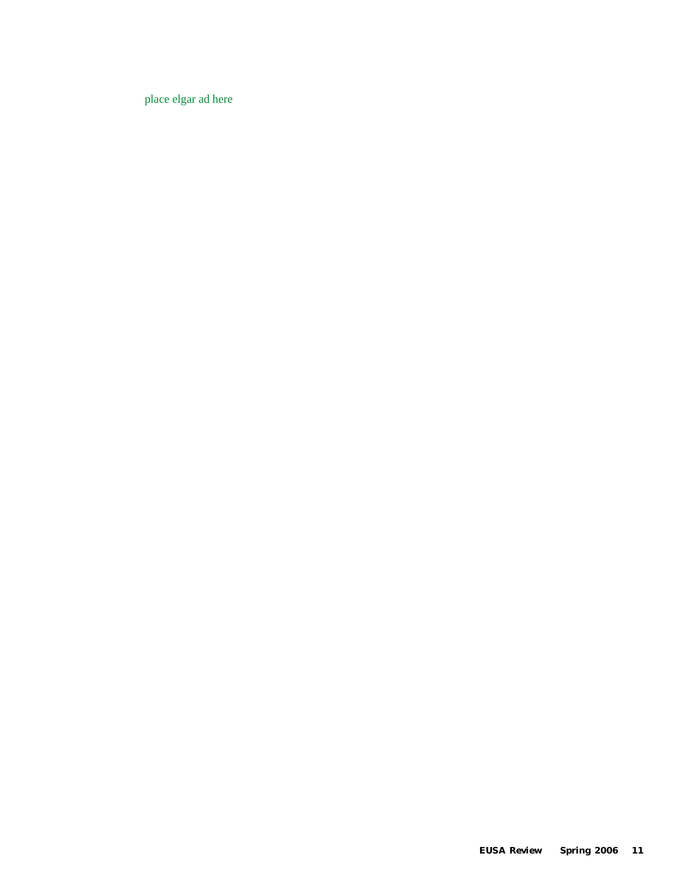place elgar ad here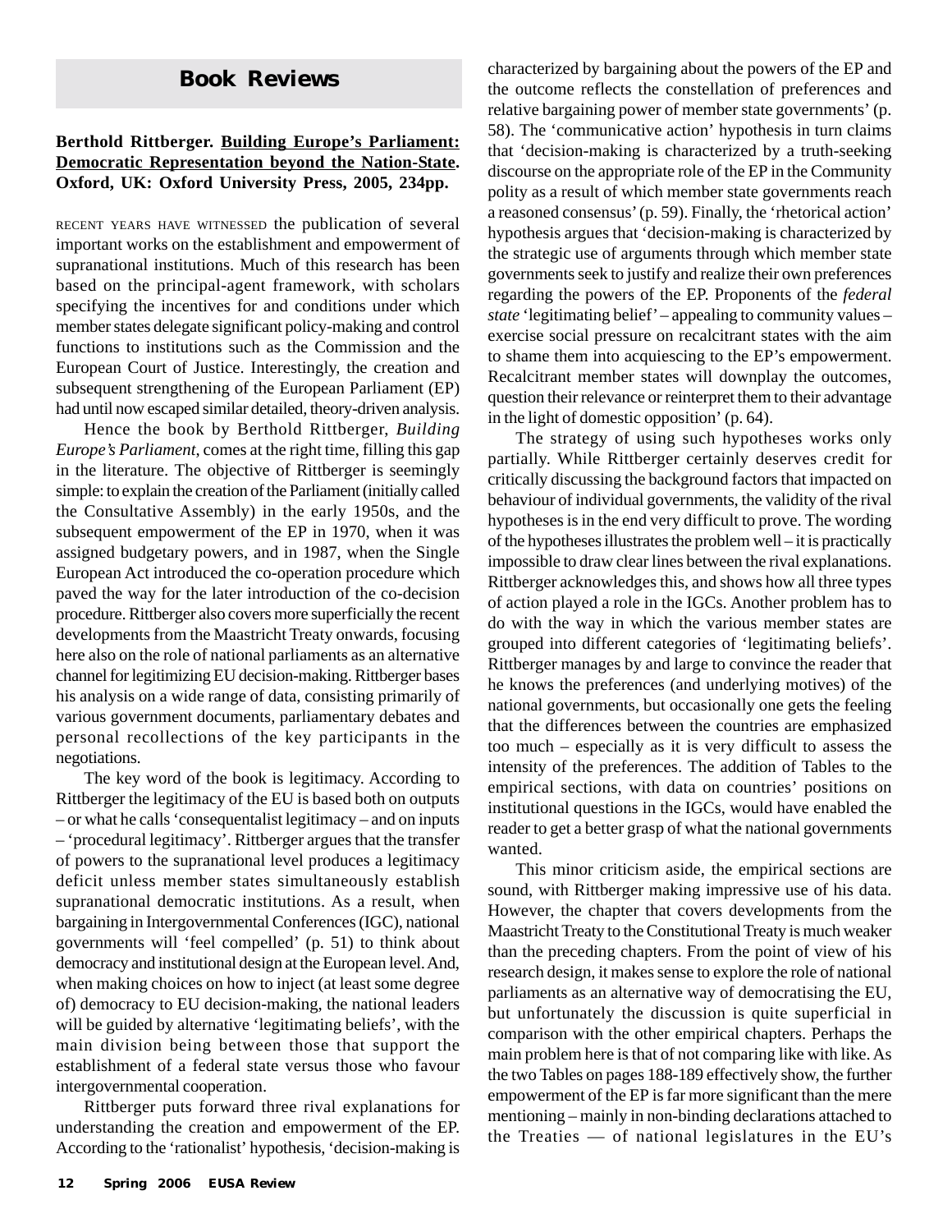# Book Reviews

**Berthold Rittberger. Building Europe's Parliament: Democratic Representation beyond the Nation-State. Oxford, UK: Oxford University Press, 2005, 234pp.**

RECENT YEARS HAVE WITNESSED the publication of several important works on the establishment and empowerment of supranational institutions. Much of this research has been based on the principal-agent framework, with scholars specifying the incentives for and conditions under which member states delegate significant policy-making and control functions to institutions such as the Commission and the European Court of Justice. Interestingly, the creation and subsequent strengthening of the European Parliament (EP) had until now escaped similar detailed, theory-driven analysis.

Hence the book by Berthold Rittberger, *Building Europe's Parliament*, comes at the right time, filling this gap in the literature. The objective of Rittberger is seemingly simple: to explain the creation of the Parliament (initially called the Consultative Assembly) in the early 1950s, and the subsequent empowerment of the EP in 1970, when it was assigned budgetary powers, and in 1987, when the Single European Act introduced the co-operation procedure which paved the way for the later introduction of the co-decision procedure. Rittberger also covers more superficially the recent developments from the Maastricht Treaty onwards, focusing here also on the role of national parliaments as an alternative channel for legitimizing EU decision-making. Rittberger bases his analysis on a wide range of data, consisting primarily of various government documents, parliamentary debates and personal recollections of the key participants in the negotiations.

The key word of the book is legitimacy. According to Rittberger the legitimacy of the EU is based both on outputs – or what he calls 'consequentalist legitimacy – and on inputs – 'procedural legitimacy'. Rittberger argues that the transfer of powers to the supranational level produces a legitimacy deficit unless member states simultaneously establish supranational democratic institutions. As a result, when bargaining in Intergovernmental Conferences (IGC), national governments will 'feel compelled' (p. 51) to think about democracy and institutional design at the European level. And, when making choices on how to inject (at least some degree of) democracy to EU decision-making, the national leaders will be guided by alternative 'legitimating beliefs', with the main division being between those that support the establishment of a federal state versus those who favour intergovernmental cooperation.

Rittberger puts forward three rival explanations for understanding the creation and empowerment of the EP. According to the 'rationalist' hypothesis, 'decision-making is characterized by bargaining about the powers of the EP and the outcome reflects the constellation of preferences and relative bargaining power of member state governments' (p. 58). The 'communicative action' hypothesis in turn claims that 'decision-making is characterized by a truth-seeking discourse on the appropriate role of the EP in the Community polity as a result of which member state governments reach a reasoned consensus' (p. 59). Finally, the 'rhetorical action' hypothesis argues that 'decision-making is characterized by the strategic use of arguments through which member state governments seek to justify and realize their own preferences regarding the powers of the EP. Proponents of the *federal state* 'legitimating belief' – appealing to community values – exercise social pressure on recalcitrant states with the aim to shame them into acquiescing to the EP's empowerment. Recalcitrant member states will downplay the outcomes, question their relevance or reinterpret them to their advantage in the light of domestic opposition' (p. 64).

The strategy of using such hypotheses works only partially. While Rittberger certainly deserves credit for critically discussing the background factors that impacted on behaviour of individual governments, the validity of the rival hypotheses is in the end very difficult to prove. The wording of the hypotheses illustrates the problem well – it is practically impossible to draw clear lines between the rival explanations. Rittberger acknowledges this, and shows how all three types of action played a role in the IGCs. Another problem has to do with the way in which the various member states are grouped into different categories of 'legitimating beliefs'. Rittberger manages by and large to convince the reader that he knows the preferences (and underlying motives) of the national governments, but occasionally one gets the feeling that the differences between the countries are emphasized too much – especially as it is very difficult to assess the intensity of the preferences. The addition of Tables to the empirical sections, with data on countries' positions on institutional questions in the IGCs, would have enabled the reader to get a better grasp of what the national governments wanted.

This minor criticism aside, the empirical sections are sound, with Rittberger making impressive use of his data. However, the chapter that covers developments from the Maastricht Treaty to the Constitutional Treaty is much weaker than the preceding chapters. From the point of view of his research design, it makes sense to explore the role of national parliaments as an alternative way of democratising the EU, but unfortunately the discussion is quite superficial in comparison with the other empirical chapters. Perhaps the main problem here is that of not comparing like with like. As the two Tables on pages 188-189 effectively show, the further empowerment of the EP is far more significant than the mere mentioning – mainly in non-binding declarations attached to the Treaties — of national legislatures in the EU's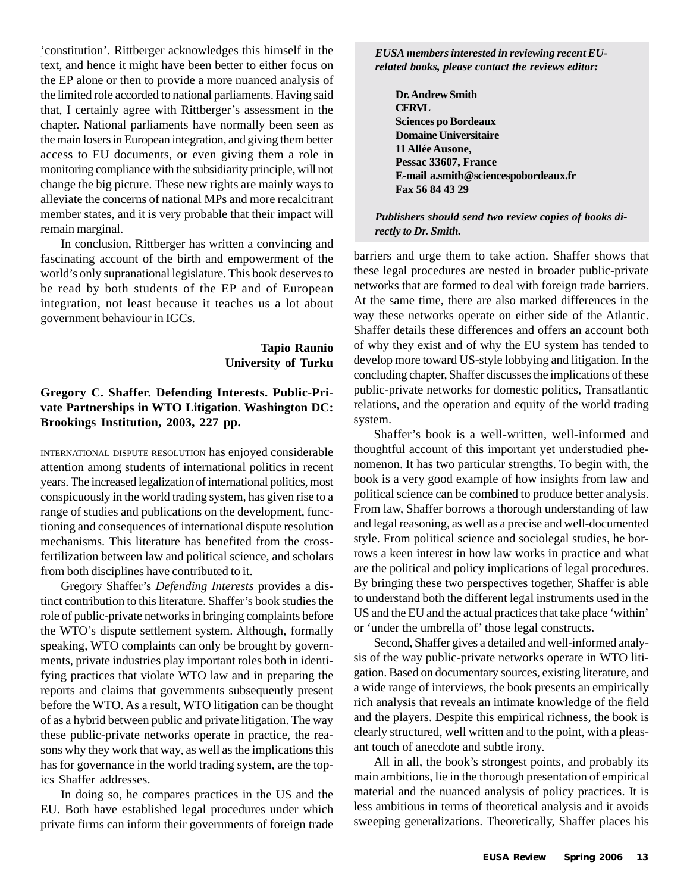'constitution'. Rittberger acknowledges this himself in the text, and hence it might have been better to either focus on the EP alone or then to provide a more nuanced analysis of the limited role accorded to national parliaments. Having said that, I certainly agree with Rittberger's assessment in the chapter. National parliaments have normally been seen as the main losers in European integration, and giving them better access to EU documents, or even giving them a role in monitoring compliance with the subsidiarity principle, will not change the big picture. These new rights are mainly ways to alleviate the concerns of national MPs and more recalcitrant member states, and it is very probable that their impact will remain marginal.

In conclusion, Rittberger has written a convincing and fascinating account of the birth and empowerment of the world's only supranational legislature. This book deserves to be read by both students of the EP and of European integration, not least because it teaches us a lot about government behaviour in IGCs.

**Tapio Raunio**
**University of Turku**

**Gregory C. Shaffer. Defending Interests. Public-Private Partnerships in WTO Litigation. Washington DC: Brookings Institution, 2003, 227 pp.**

INTERNATIONAL DISPUTE RESOLUTION has enjoyed considerable attention among students of international politics in recent years. The increased legalization of international politics, most conspicuously in the world trading system, has given rise to a range of studies and publications on the development, functioning and consequences of international dispute resolution mechanisms. This literature has benefited from the cross-fertilization between law and political science, and scholars from both disciplines have contributed to it.

Gregory Shaffer's *Defending Interests* provides a distinct contribution to this literature. Shaffer's book studies the role of public-private networks in bringing complaints before the WTO's dispute settlement system. Although, formally speaking, WTO complaints can only be brought by governments, private industries play important roles both in identifying practices that violate WTO law and in preparing the reports and claims that governments subsequently present before the WTO. As a result, WTO litigation can be thought of as a hybrid between public and private litigation. The way these public-private networks operate in practice, the reasons why they work that way, as well as the implications this has for governance in the world trading system, are the topics Shaffer addresses.

In doing so, he compares practices in the US and the EU. Both have established legal procedures under which private firms can inform their governments of foreign trade barriers and urge them to take action. Shaffer shows that these legal procedures are nested in broader public-private networks that are formed to deal with foreign trade barriers. At the same time, there are also marked differences in the way these networks operate on either side of the Atlantic. Shaffer details these differences and offers an account both of why they exist and of why the EU system has tended to develop more toward US-style lobbying and litigation. In the concluding chapter, Shaffer discusses the implications of these public-private networks for domestic politics, Transatlantic relations, and the operation and equity of the world trading system.

Shaffer's book is a well-written, well-informed and thoughtful account of this important yet understudied phenomenon. It has two particular strengths. To begin with, the book is a very good example of how insights from law and political science can be combined to produce better analysis. From law, Shaffer borrows a thorough understanding of law and legal reasoning, as well as a precise and well-documented style. From political science and sociolegal studies, he borrows a keen interest in how law works in practice and what are the political and policy implications of legal procedures. By bringing these two perspectives together, Shaffer is able to understand both the different legal instruments used in the US and the EU and the actual practices that take place 'within' or 'under the umbrella of' those legal constructs.

Second, Shaffer gives a detailed and well-informed analysis of the way public-private networks operate in WTO litigation. Based on documentary sources, existing literature, and a wide range of interviews, the book presents an empirically rich analysis that reveals an intimate knowledge of the field and the players. Despite this empirical richness, the book is clearly structured, well written and to the point, with a pleasant touch of anecdote and subtle irony.

All in all, the book's strongest points, and probably its main ambitions, lie in the thorough presentation of empirical material and the nuanced analysis of policy practices. It is less ambitious in terms of theoretical analysis and it avoids sweeping generalizations. Theoretically, Shaffer places his

---

***EUSA members interested in reviewing recent EU-related books, please contact the reviews editor:***

**Dr. Andrew Smith**
**CERVL**
**Sciences po Bordeaux**
**Domaine Universitaire**
**11 Allée Ausone,**
**Pessac 33607, France**
**E-mail a.smith@sciencespobordeaux.fr**
**Fax 56 84 43 29**

***Publishers should send two review copies of books directly to Dr. Smith.***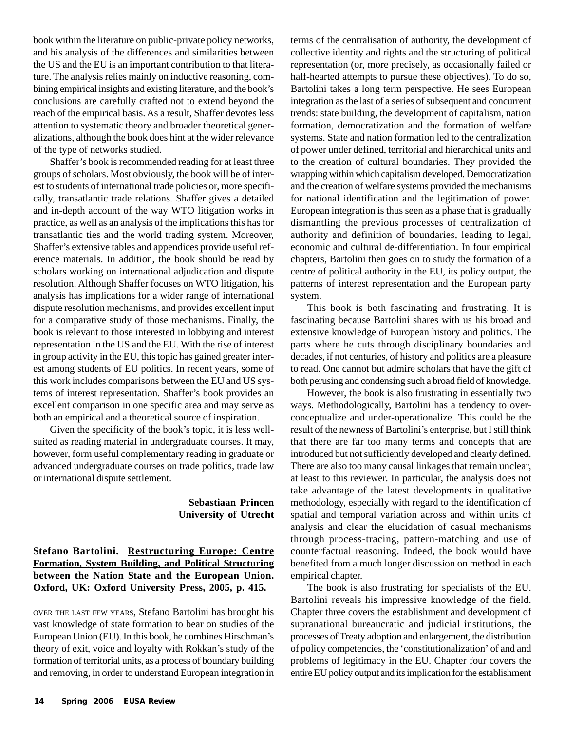book within the literature on public-private policy networks, and his analysis of the differences and similarities between the US and the EU is an important contribution to that literature. The analysis relies mainly on inductive reasoning, combining empirical insights and existing literature, and the book's conclusions are carefully crafted not to extend beyond the reach of the empirical basis. As a result, Shaffer devotes less attention to systematic theory and broader theoretical generalizations, although the book does hint at the wider relevance of the type of networks studied.

Shaffer's book is recommended reading for at least three groups of scholars. Most obviously, the book will be of interest to students of international trade policies or, more specifically, transatlantic trade relations. Shaffer gives a detailed and in-depth account of the way WTO litigation works in practice, as well as an analysis of the implications this has for transatlantic ties and the world trading system. Moreover, Shaffer's extensive tables and appendices provide useful reference materials. In addition, the book should be read by scholars working on international adjudication and dispute resolution. Although Shaffer focuses on WTO litigation, his analysis has implications for a wider range of international dispute resolution mechanisms, and provides excellent input for a comparative study of those mechanisms. Finally, the book is relevant to those interested in lobbying and interest representation in the US and the EU. With the rise of interest in group activity in the EU, this topic has gained greater interest among students of EU politics. In recent years, some of this work includes comparisons between the EU and US systems of interest representation. Shaffer's book provides an excellent comparison in one specific area and may serve as both an empirical and a theoretical source of inspiration.

Given the specificity of the book's topic, it is less well-suited as reading material in undergraduate courses. It may, however, form useful complementary reading in graduate or advanced undergraduate courses on trade politics, trade law or international dispute settlement.

**Sebastiaan Princen**
**University of Utrecht**

**Stefano Bartolini. Restructuring Europe: Centre Formation, System Building, and Political Structuring between the Nation State and the European Union. Oxford, UK: Oxford University Press, 2005, p. 415.**

OVER THE LAST FEW YEARS, Stefano Bartolini has brought his vast knowledge of state formation to bear on studies of the European Union (EU). In this book, he combines Hirschman's theory of exit, voice and loyalty with Rokkan's study of the formation of territorial units, as a process of boundary building and removing, in order to understand European integration in terms of the centralisation of authority, the development of collective identity and rights and the structuring of political representation (or, more precisely, as occasionally failed or half-hearted attempts to pursue these objectives). To do so, Bartolini takes a long term perspective. He sees European integration as the last of a series of subsequent and concurrent trends: state building, the development of capitalism, nation formation, democratization and the formation of welfare systems. State and nation formation led to the centralization of power under defined, territorial and hierarchical units and to the creation of cultural boundaries. They provided the wrapping within which capitalism developed. Democratization and the creation of welfare systems provided the mechanisms for national identification and the legitimation of power. European integration is thus seen as a phase that is gradually dismantling the previous processes of centralization of authority and definition of boundaries, leading to legal, economic and cultural de-differentiation. In four empirical chapters, Bartolini then goes on to study the formation of a centre of political authority in the EU, its policy output, the patterns of interest representation and the European party system.

This book is both fascinating and frustrating. It is fascinating because Bartolini shares with us his broad and extensive knowledge of European history and politics. The parts where he cuts through disciplinary boundaries and decades, if not centuries, of history and politics are a pleasure to read. One cannot but admire scholars that have the gift of both perusing and condensing such a broad field of knowledge.

However, the book is also frustrating in essentially two ways. Methodologically, Bartolini has a tendency to over-conceptualize and under-operationalize. This could be the result of the newness of Bartolini's enterprise, but I still think that there are far too many terms and concepts that are introduced but not sufficiently developed and clearly defined. There are also too many causal linkages that remain unclear, at least to this reviewer. In particular, the analysis does not take advantage of the latest developments in qualitative methodology, especially with regard to the identification of spatial and temporal variation across and within units of analysis and clear the elucidation of casual mechanisms through process-tracing, pattern-matching and use of counterfactual reasoning. Indeed, the book would have benefited from a much longer discussion on method in each empirical chapter.

The book is also frustrating for specialists of the EU. Bartolini reveals his impressive knowledge of the field. Chapter three covers the establishment and development of supranational bureaucratic and judicial institutions, the processes of Treaty adoption and enlargement, the distribution of policy competencies, the 'constitutionalization' of and and problems of legitimacy in the EU. Chapter four covers the entire EU policy output and its implication for the establishment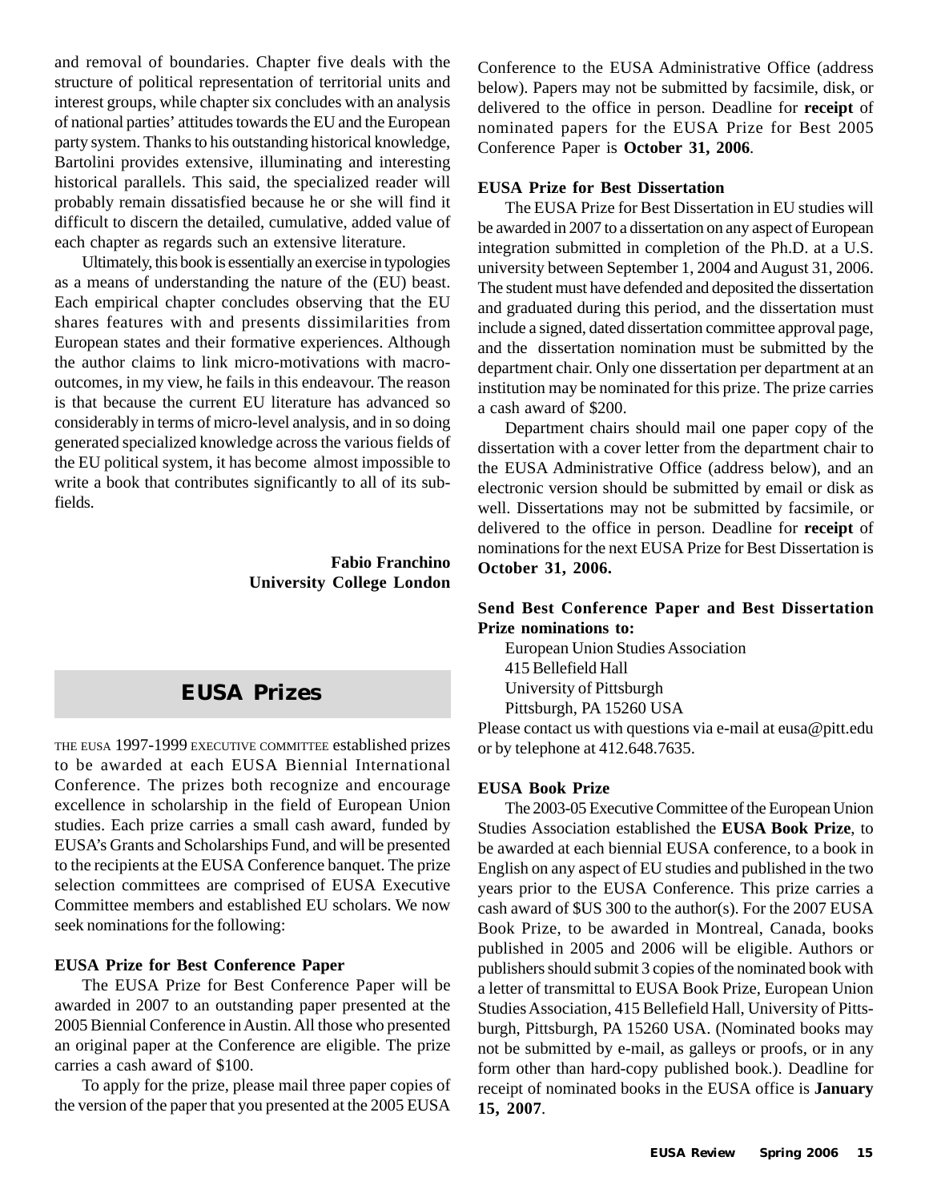and removal of boundaries. Chapter five deals with the structure of political representation of territorial units and interest groups, while chapter six concludes with an analysis of national parties' attitudes towards the EU and the European party system. Thanks to his outstanding historical knowledge, Bartolini provides extensive, illuminating and interesting historical parallels. This said, the specialized reader will probably remain dissatisfied because he or she will find it difficult to discern the detailed, cumulative, added value of each chapter as regards such an extensive literature.

Ultimately, this book is essentially an exercise in typologies as a means of understanding the nature of the (EU) beast. Each empirical chapter concludes observing that the EU shares features with and presents dissimilarities from European states and their formative experiences. Although the author claims to link micro-motivations with macro-outcomes, in my view, he fails in this endeavour. The reason is that because the current EU literature has advanced so considerably in terms of micro-level analysis, and in so doing generated specialized knowledge across the various fields of the EU political system, it has become almost impossible to write a book that contributes significantly to all of its sub-fields.

**Fabio Franchino**
**University College London**

## EUSA Prizes

THE EUSA 1997-1999 EXECUTIVE COMMITTEE established prizes to be awarded at each EUSA Biennial International Conference. The prizes both recognize and encourage excellence in scholarship in the field of European Union studies. Each prize carries a small cash award, funded by EUSA's Grants and Scholarships Fund, and will be presented to the recipients at the EUSA Conference banquet. The prize selection committees are comprised of EUSA Executive Committee members and established EU scholars. We now seek nominations for the following:

**EUSA Prize for Best Conference Paper**

The EUSA Prize for Best Conference Paper will be awarded in 2007 to an outstanding paper presented at the 2005 Biennial Conference in Austin. All those who presented an original paper at the Conference are eligible. The prize carries a cash award of $100.

To apply for the prize, please mail three paper copies of the version of the paper that you presented at the 2005 EUSA Conference to the EUSA Administrative Office (address below). Papers may not be submitted by facsimile, disk, or delivered to the office in person. Deadline for **receipt** of nominated papers for the EUSA Prize for Best 2005 Conference Paper is **October 31, 2006**.

**EUSA Prize for Best Dissertation**

The EUSA Prize for Best Dissertation in EU studies will be awarded in 2007 to a dissertation on any aspect of European integration submitted in completion of the Ph.D. at a U.S. university between September 1, 2004 and August 31, 2006. The student must have defended and deposited the dissertation and graduated during this period, and the dissertation must include a signed, dated dissertation committee approval page, and the dissertation nomination must be submitted by the department chair. Only one dissertation per department at an institution may be nominated for this prize. The prize carries a cash award of $200.

Department chairs should mail one paper copy of the dissertation with a cover letter from the department chair to the EUSA Administrative Office (address below), and an electronic version should be submitted by email or disk as well. Dissertations may not be submitted by facsimile, or delivered to the office in person. Deadline for **receipt** of nominations for the next EUSA Prize for Best Dissertation is **October 31, 2006.**

**Send Best Conference Paper and Best Dissertation Prize nominations to:**

European Union Studies Association
415 Bellefield Hall
University of Pittsburgh
Pittsburgh, PA 15260 USA

Please contact us with questions via e-mail at eusa@pitt.edu or by telephone at 412.648.7635.

**EUSA Book Prize**

The 2003-05 Executive Committee of the European Union Studies Association established the **EUSA Book Prize**, to be awarded at each biennial EUSA conference, to a book in English on any aspect of EU studies and published in the two years prior to the EUSA Conference. This prize carries a cash award of $US 300 to the author(s). For the 2007 EUSA Book Prize, to be awarded in Montreal, Canada, books published in 2005 and 2006 will be eligible. Authors or publishers should submit 3 copies of the nominated book with a letter of transmittal to EUSA Book Prize, European Union Studies Association, 415 Bellefield Hall, University of Pittsburgh, Pittsburgh, PA 15260 USA. (Nominated books may not be submitted by e-mail, as galleys or proofs, or in any form other than hard-copy published book.). Deadline for receipt of nominated books in the EUSA office is **January 15, 2007**.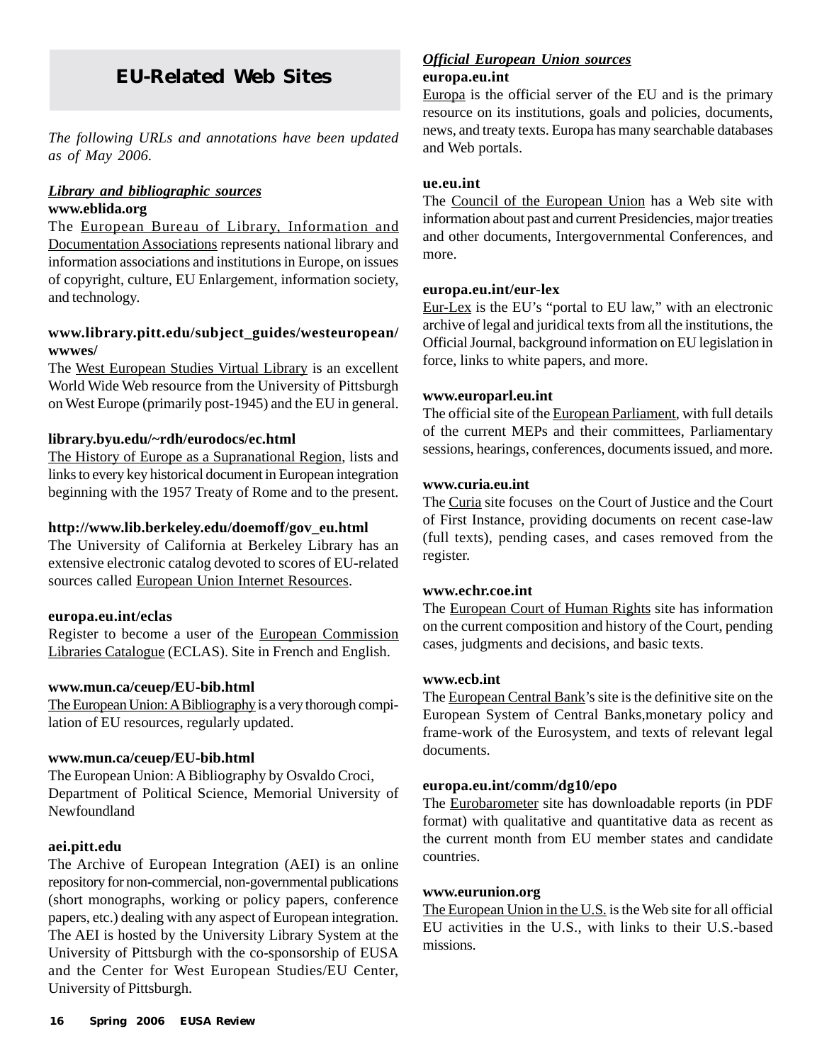# EU-Related Web Sites

*The following URLs and annotations have been updated as of May 2006.*

***Library and bibliographic sources***

**www.eblida.org**

The European Bureau of Library, Information and Documentation Associations represents national library and information associations and institutions in Europe, on issues of copyright, culture, EU Enlargement, information society, and technology.

**www.library.pitt.edu/subject_guides/westeuropean/wwwes/**

The West European Studies Virtual Library is an excellent World Wide Web resource from the University of Pittsburgh on West Europe (primarily post-1945) and the EU in general.

**library.byu.edu/~rdh/eurodocs/ec.html**

The History of Europe as a Supranational Region, lists and links to every key historical document in European integration beginning with the 1957 Treaty of Rome and to the present.

**http://www.lib.berkeley.edu/doemoff/gov_eu.html**

The University of California at Berkeley Library has an extensive electronic catalog devoted to scores of EU-related sources called European Union Internet Resources.

**europa.eu.int/eclas**

Register to become a user of the European Commission Libraries Catalogue (ECLAS). Site in French and English.

**www.mun.ca/ceuep/EU-bib.html**

The European Union: A Bibliography is a very thorough compilation of EU resources, regularly updated.

**www.mun.ca/ceuep/EU-bib.html**

The European Union: A Bibliography by Osvaldo Croci, Department of Political Science, Memorial University of Newfoundland

**aei.pitt.edu**

The Archive of European Integration (AEI) is an online repository for non-commercial, non-governmental publications (short monographs, working or policy papers, conference papers, etc.) dealing with any aspect of European integration. The AEI is hosted by the University Library System at the University of Pittsburgh with the co-sponsorship of EUSA and the Center for West European Studies/EU Center, University of Pittsburgh.

***Official European Union sources***

**europa.eu.int**

Europa is the official server of the EU and is the primary resource on its institutions, goals and policies, documents, news, and treaty texts. Europa has many searchable databases and Web portals.

**ue.eu.int**

The Council of the European Union has a Web site with information about past and current Presidencies, major treaties and other documents, Intergovernmental Conferences, and more.

**europa.eu.int/eur-lex**

Eur-Lex is the EU's "portal to EU law," with an electronic archive of legal and juridical texts from all the institutions, the Official Journal, background information on EU legislation in force, links to white papers, and more.

**www.europarl.eu.int**

The official site of the European Parliament, with full details of the current MEPs and their committees, Parliamentary sessions, hearings, conferences, documents issued, and more.

**www.curia.eu.int**

The Curia site focuses on the Court of Justice and the Court of First Instance, providing documents on recent case-law (full texts), pending cases, and cases removed from the register.

**www.echr.coe.int**

The European Court of Human Rights site has information on the current composition and history of the Court, pending cases, judgments and decisions, and basic texts.

**www.ecb.int**

The European Central Bank's site is the definitive site on the European System of Central Banks,monetary policy and frame-work of the Eurosystem, and texts of relevant legal documents.

**europa.eu.int/comm/dg10/epo**

The Eurobarometer site has downloadable reports (in PDF format) with qualitative and quantitative data as recent as the current month from EU member states and candidate countries.

**www.eurunion.org**

The European Union in the U.S. is the Web site for all official EU activities in the U.S., with links to their U.S.-based missions.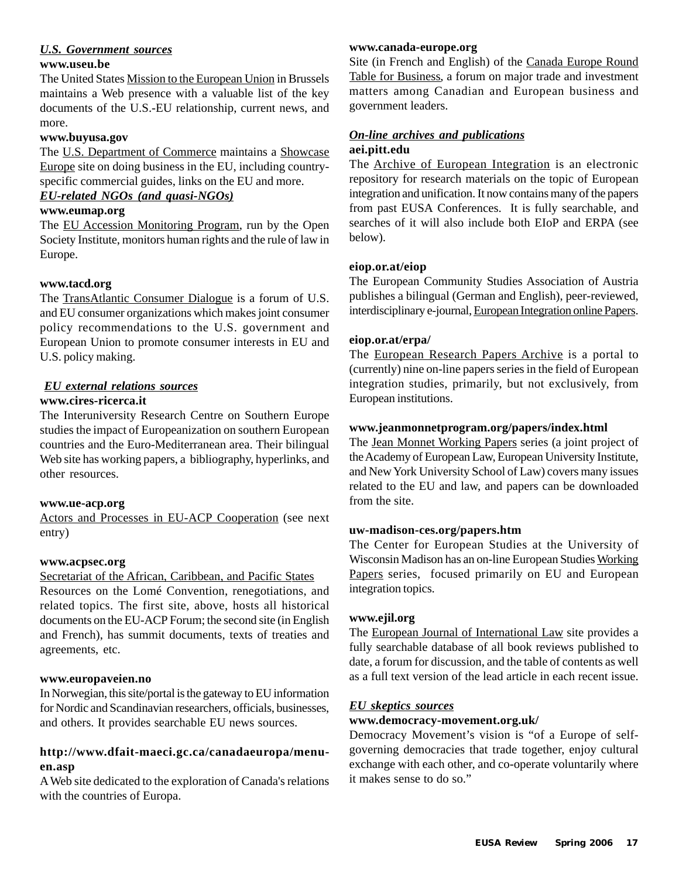### *U.S. Government sources*

**www.useu.be**

The United States Mission to the European Union in Brussels maintains a Web presence with a valuable list of the key documents of the U.S.-EU relationship, current news, and more.

**www.buyusa.gov**

The U.S. Department of Commerce maintains a Showcase Europe site on doing business in the EU, including country-specific commercial guides, links on the EU and more.

### *EU-related NGOs (and quasi-NGOs)*

**www.eumap.org**

The EU Accession Monitoring Program, run by the Open Society Institute, monitors human rights and the rule of law in Europe.

**www.tacd.org**

The TransAtlantic Consumer Dialogue is a forum of U.S. and EU consumer organizations which makes joint consumer policy recommendations to the U.S. government and European Union to promote consumer interests in EU and U.S. policy making.

### *EU external relations sources*

**www.cires-ricerca.it**

The Interuniversity Research Centre on Southern Europe studies the impact of Europeanization on southern European countries and the Euro-Mediterranean area. Their bilingual Web site has working papers, a bibliography, hyperlinks, and other resources.

**www.ue-acp.org**

Actors and Processes in EU-ACP Cooperation (see next entry)

**www.acpsec.org**

Secretariat of the African, Caribbean, and Pacific States

Resources on the Lomé Convention, renegotiations, and related topics. The first site, above, hosts all historical documents on the EU-ACP Forum; the second site (in English and French), has summit documents, texts of treaties and agreements, etc.

**www.europaveien.no**

In Norwegian, this site/portal is the gateway to EU information for Nordic and Scandinavian researchers, officials, businesses, and others. It provides searchable EU news sources.

**http://www.dfait-maeci.gc.ca/canadaeuropa/menu-en.asp**

A Web site dedicated to the exploration of Canada's relations with the countries of Europa.

**www.canada-europe.org**

Site (in French and English) of the Canada Europe Round Table for Business, a forum on major trade and investment matters among Canadian and European business and government leaders.

### *On-line archives and publications*

**aei.pitt.edu**

The Archive of European Integration is an electronic repository for research materials on the topic of European integration and unification. It now contains many of the papers from past EUSA Conferences. It is fully searchable, and searches of it will also include both EIoP and ERPA (see below).

**eiop.or.at/eiop**

The European Community Studies Association of Austria publishes a bilingual (German and English), peer-reviewed, interdisciplinary e-journal, European Integration online Papers.

**eiop.or.at/erpa/**

The European Research Papers Archive is a portal to (currently) nine on-line papers series in the field of European integration studies, primarily, but not exclusively, from European institutions.

**www.jeanmonnetprogram.org/papers/index.html**

The Jean Monnet Working Papers series (a joint project of the Academy of European Law, European University Institute, and New York University School of Law) covers many issues related to the EU and law, and papers can be downloaded from the site.

**uw-madison-ces.org/papers.htm**

The Center for European Studies at the University of Wisconsin Madison has an on-line European Studies Working Papers series, focused primarily on EU and European integration topics.

**www.ejil.org**

The European Journal of International Law site provides a fully searchable database of all book reviews published to date, a forum for discussion, and the table of contents as well as a full text version of the lead article in each recent issue.

### *EU skeptics sources*

**www.democracy-movement.org.uk/**

Democracy Movement's vision is "of a Europe of self-governing democracies that trade together, enjoy cultural exchange with each other, and co-operate voluntarily where it makes sense to do so."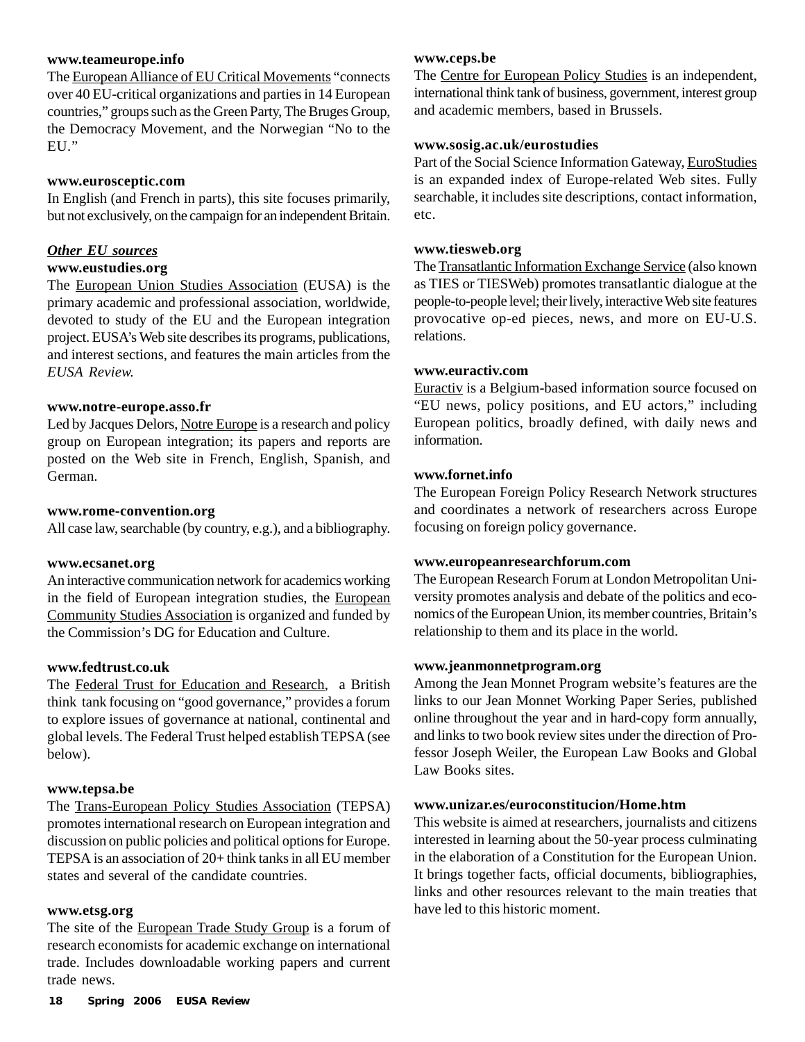**www.teameurope.info**

The European Alliance of EU Critical Movements "connects over 40 EU-critical organizations and parties in 14 European countries," groups such as the Green Party, The Bruges Group, the Democracy Movement, and the Norwegian "No to the EU."

**www.eurosceptic.com**

In English (and French in parts), this site focuses primarily, but not exclusively, on the campaign for an independent Britain.

***Other EU sources***

**www.eustudies.org**

The European Union Studies Association (EUSA) is the primary academic and professional association, worldwide, devoted to study of the EU and the European integration project. EUSA's Web site describes its programs, publications, and interest sections, and features the main articles from the *EUSA Review.*

**www.notre-europe.asso.fr**

Led by Jacques Delors, Notre Europe is a research and policy group on European integration; its papers and reports are posted on the Web site in French, English, Spanish, and German.

**www.rome-convention.org**

All case law, searchable (by country, e.g.), and a bibliography.

**www.ecsanet.org**

An interactive communication network for academics working in the field of European integration studies, the European Community Studies Association is organized and funded by the Commission's DG for Education and Culture.

**www.fedtrust.co.uk**

The Federal Trust for Education and Research, a British think tank focusing on "good governance," provides a forum to explore issues of governance at national, continental and global levels. The Federal Trust helped establish TEPSA (see below).

**www.tepsa.be**

The Trans-European Policy Studies Association (TEPSA) promotes international research on European integration and discussion on public policies and political options for Europe. TEPSA is an association of 20+ think tanks in all EU member states and several of the candidate countries.

**www.etsg.org**

The site of the European Trade Study Group is a forum of research economists for academic exchange on international trade. Includes downloadable working papers and current trade news.

**www.ceps.be**

The Centre for European Policy Studies is an independent, international think tank of business, government, interest group and academic members, based in Brussels.

**www.sosig.ac.uk/eurostudies**

Part of the Social Science Information Gateway, EuroStudies is an expanded index of Europe-related Web sites. Fully searchable, it includes site descriptions, contact information, etc.

**www.tiesweb.org**

The Transatlantic Information Exchange Service (also known as TIES or TIESWeb) promotes transatlantic dialogue at the people-to-people level; their lively, interactive Web site features provocative op-ed pieces, news, and more on EU-U.S. relations.

**www.euractiv.com**

Euractiv is a Belgium-based information source focused on "EU news, policy positions, and EU actors," including European politics, broadly defined, with daily news and information.

**www.fornet.info**

The European Foreign Policy Research Network structures and coordinates a network of researchers across Europe focusing on foreign policy governance.

**www.europeanresearchforum.com**

The European Research Forum at London Metropolitan University promotes analysis and debate of the politics and economics of the European Union, its member countries, Britain's relationship to them and its place in the world.

**www.jeanmonnetprogram.org**

Among the Jean Monnet Program website's features are the links to our Jean Monnet Working Paper Series, published online throughout the year and in hard-copy form annually, and links to two book review sites under the direction of Professor Joseph Weiler, the European Law Books and Global Law Books sites.

**www.unizar.es/euroconstitucion/Home.htm**

This website is aimed at researchers, journalists and citizens interested in learning about the 50-year process culminating in the elaboration of a Constitution for the European Union. It brings together facts, official documents, bibliographies, links and other resources relevant to the main treaties that have led to this historic moment.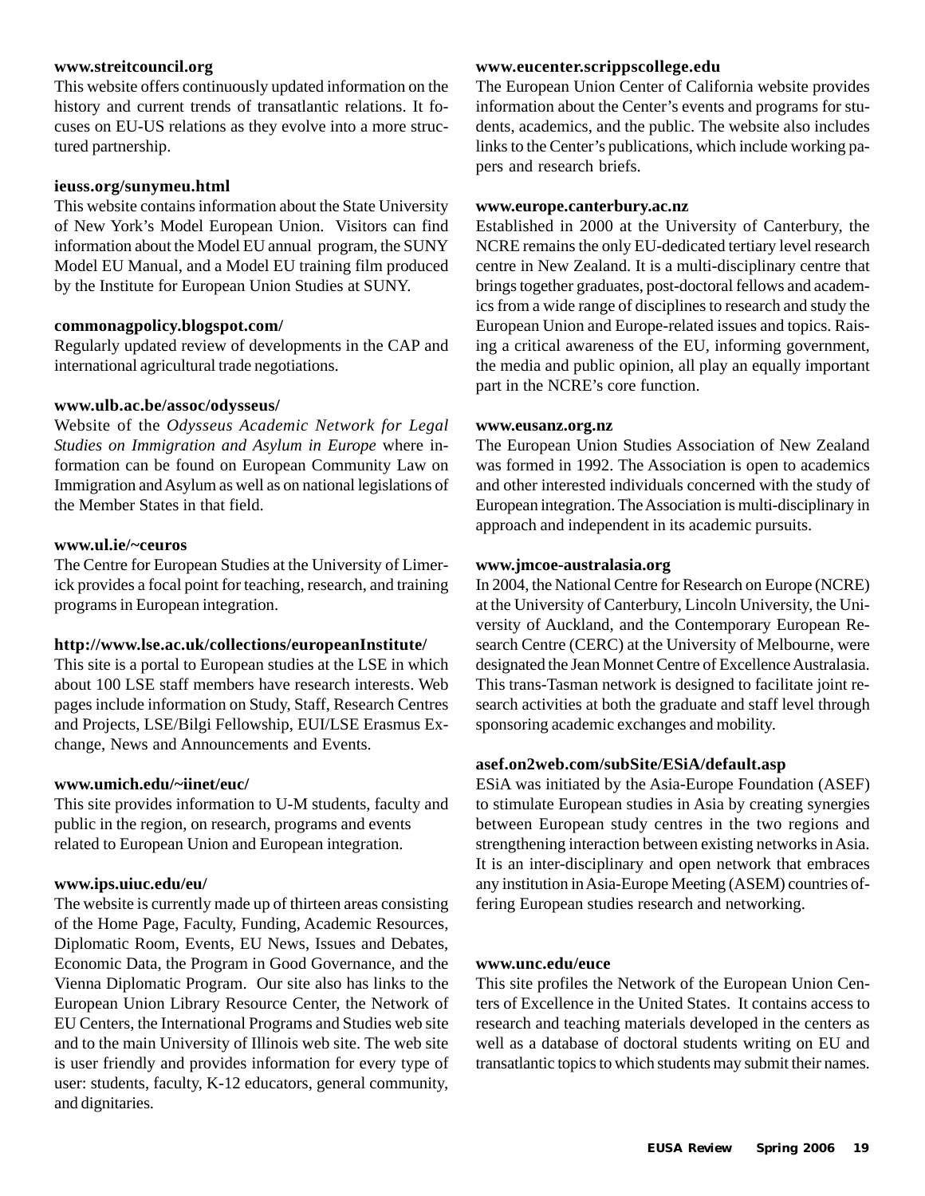**www.streitcouncil.org**
This website offers continuously updated information on the history and current trends of transatlantic relations. It focuses on EU-US relations as they evolve into a more structured partnership.

**ieuss.org/sunymeu.html**
This website contains information about the State University of New York's Model European Union. Visitors can find information about the Model EU annual program, the SUNY Model EU Manual, and a Model EU training film produced by the Institute for European Union Studies at SUNY.

**commonagpolicy.blogspot.com/**
Regularly updated review of developments in the CAP and international agricultural trade negotiations.

**www.ulb.ac.be/assoc/odysseus/**
Website of the *Odysseus Academic Network for Legal Studies on Immigration and Asylum in Europe* where information can be found on European Community Law on Immigration and Asylum as well as on national legislations of the Member States in that field.

**www.ul.ie/~ceuros**
The Centre for European Studies at the University of Limerick provides a focal point for teaching, research, and training programs in European integration.

**http://www.lse.ac.uk/collections/europeanInstitute/**
This site is a portal to European studies at the LSE in which about 100 LSE staff members have research interests. Web pages include information on Study, Staff, Research Centres and Projects, LSE/Bilgi Fellowship, EUI/LSE Erasmus Exchange, News and Announcements and Events.

**www.umich.edu/~iinet/euc/**
This site provides information to U-M students, faculty and public in the region, on research, programs and events related to European Union and European integration.

**www.ips.uiuc.edu/eu/**
The website is currently made up of thirteen areas consisting of the Home Page, Faculty, Funding, Academic Resources, Diplomatic Room, Events, EU News, Issues and Debates, Economic Data, the Program in Good Governance, and the Vienna Diplomatic Program. Our site also has links to the European Union Library Resource Center, the Network of EU Centers, the International Programs and Studies web site and to the main University of Illinois web site. The web site is user friendly and provides information for every type of user: students, faculty, K-12 educators, general community, and dignitaries.

**www.eucenter.scrippscollege.edu**
The European Union Center of California website provides information about the Center's events and programs for students, academics, and the public. The website also includes links to the Center's publications, which include working papers and research briefs.

**www.europe.canterbury.ac.nz**
Established in 2000 at the University of Canterbury, the NCRE remains the only EU-dedicated tertiary level research centre in New Zealand. It is a multi-disciplinary centre that brings together graduates, post-doctoral fellows and academics from a wide range of disciplines to research and study the European Union and Europe-related issues and topics. Raising a critical awareness of the EU, informing government, the media and public opinion, all play an equally important part in the NCRE's core function.

**www.eusanz.org.nz**
The European Union Studies Association of New Zealand was formed in 1992. The Association is open to academics and other interested individuals concerned with the study of European integration. The Association is multi-disciplinary in approach and independent in its academic pursuits.

**www.jmcoe-australasia.org**
In 2004, the National Centre for Research on Europe (NCRE) at the University of Canterbury, Lincoln University, the University of Auckland, and the Contemporary European Research Centre (CERC) at the University of Melbourne, were designated the Jean Monnet Centre of Excellence Australasia. This trans-Tasman network is designed to facilitate joint research activities at both the graduate and staff level through sponsoring academic exchanges and mobility.

**asef.on2web.com/subSite/ESiA/default.asp**
ESiA was initiated by the Asia-Europe Foundation (ASEF) to stimulate European studies in Asia by creating synergies between European study centres in the two regions and strengthening interaction between existing networks in Asia. It is an inter-disciplinary and open network that embraces any institution in Asia-Europe Meeting (ASEM) countries offering European studies research and networking.

**www.unc.edu/euce**
This site profiles the Network of the European Union Centers of Excellence in the United States. It contains access to research and teaching materials developed in the centers as well as a database of doctoral students writing on EU and transatlantic topics to which students may submit their names.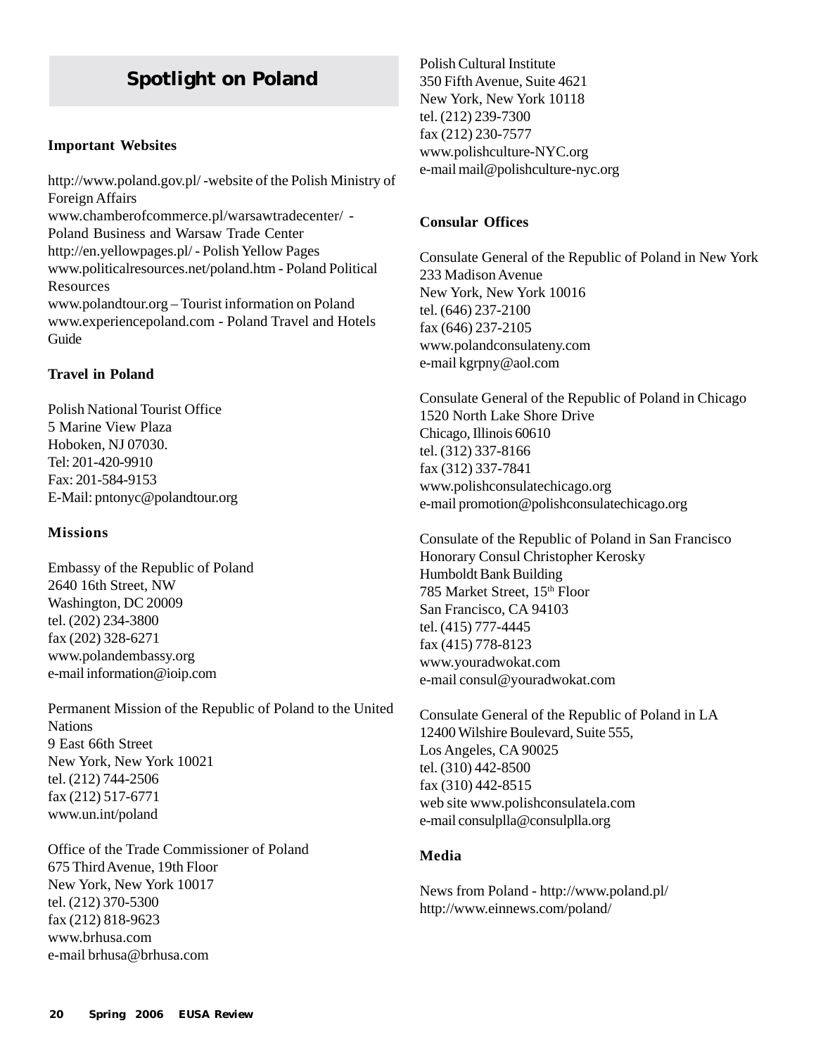# Spotlight on Poland

### Important Websites

http://www.poland.gov.pl/ -website of the Polish Ministry of Foreign Affairs
www.chamberofcommerce.pl/warsawtradecenter/ - Poland Business and Warsaw Trade Center
http://en.yellowpages.pl/ - Polish Yellow Pages
www.politicalresources.net/poland.htm - Poland Political Resources
www.polandtour.org – Tourist information on Poland
www.experiencepoland.com - Poland Travel and Hotels Guide

### Travel in Poland

Polish National Tourist Office
5 Marine View Plaza
Hoboken, NJ 07030.
Tel: 201-420-9910
Fax: 201-584-9153
E-Mail: pntonyc@polandtour.org

### Missions

Embassy of the Republic of Poland
2640 16th Street, NW
Washington, DC 20009
tel. (202) 234-3800
fax (202) 328-6271
www.polandembassy.org
e-mail information@ioip.com

Permanent Mission of the Republic of Poland to the United Nations
9 East 66th Street
New York, New York 10021
tel. (212) 744-2506
fax (212) 517-6771
www.un.int/poland

Office of the Trade Commissioner of Poland
675 Third Avenue, 19th Floor
New York, New York 10017
tel. (212) 370-5300
fax (212) 818-9623
www.brhusa.com
e-mail brhusa@brhusa.com

Polish Cultural Institute
350 Fifth Avenue, Suite 4621
New York, New York 10118
tel. (212) 239-7300
fax (212) 230-7577
www.polishculture-NYC.org
e-mail mail@polishculture-nyc.org

### Consular Offices

Consulate General of the Republic of Poland in New York
233 Madison Avenue
New York, New York 10016
tel. (646) 237-2100
fax (646) 237-2105
www.polandconsulateny.com
e-mail kgrpny@aol.com

Consulate General of the Republic of Poland in Chicago
1520 North Lake Shore Drive
Chicago, Illinois 60610
tel. (312) 337-8166
fax (312) 337-7841
www.polishconsulatechicago.org
e-mail promotion@polishconsulatechicago.org

Consulate of the Republic of Poland in San Francisco
Honorary Consul Christopher Kerosky
Humboldt Bank Building
785 Market Street, 15th Floor
San Francisco, CA 94103
tel. (415) 777-4445
fax (415) 778-8123
www.youradwokat.com
e-mail consul@youradwokat.com

Consulate General of the Republic of Poland in LA
12400 Wilshire Boulevard, Suite 555,
Los Angeles, CA 90025
tel. (310) 442-8500
fax (310) 442-8515
web site www.polishconsulatela.com
e-mail consulplla@consulplla.org

### Media

News from Poland - http://www.poland.pl/
http://www.einnews.com/poland/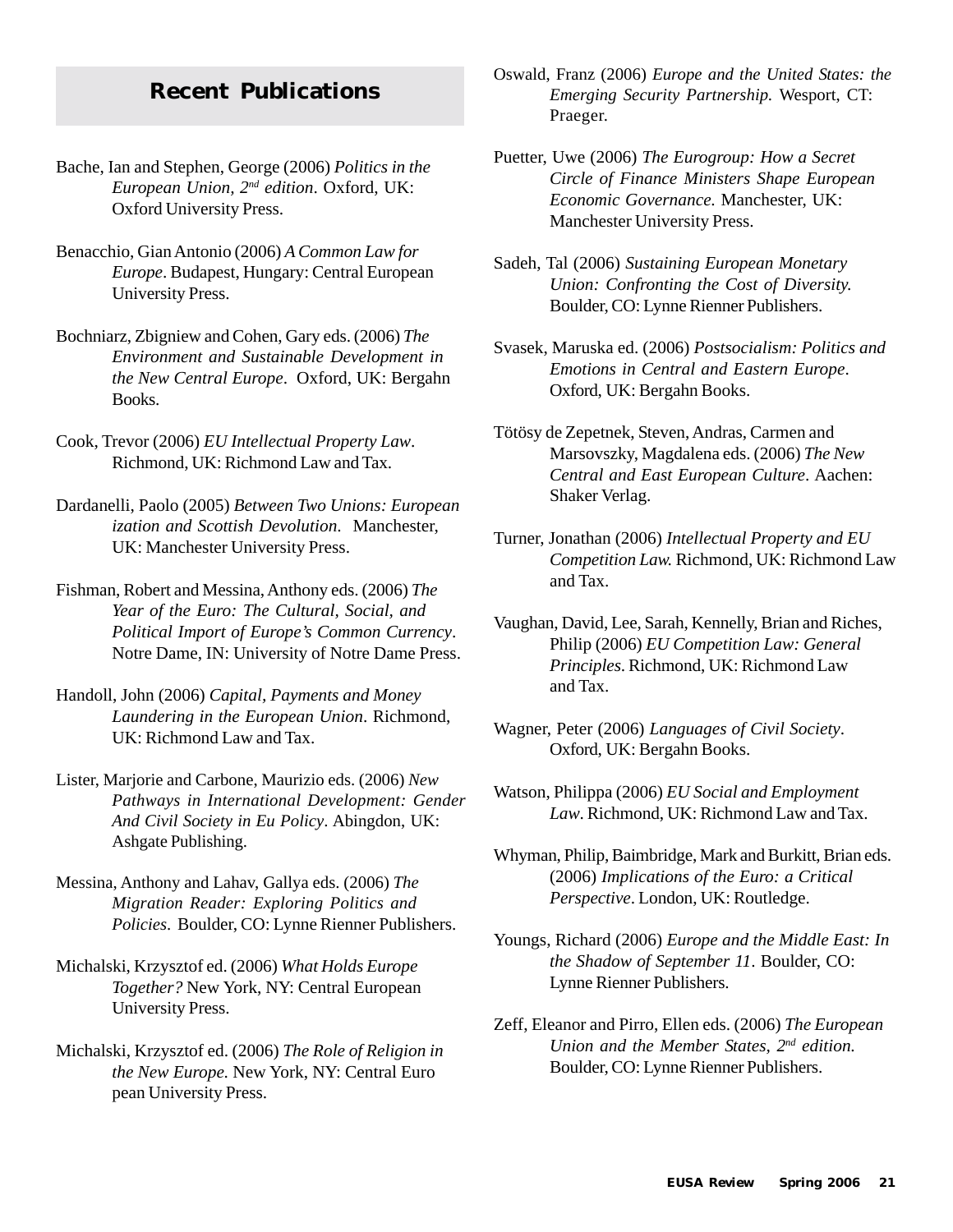## Recent Publications

Bache, Ian and Stephen, George (2006) *Politics in the European Union, 2nd edition*. Oxford, UK: Oxford University Press.

Benacchio, Gian Antonio (2006) *A Common Law for Europe*. Budapest, Hungary: Central European University Press.

Bochniarz, Zbigniew and Cohen, Gary eds. (2006) *The Environment and Sustainable Development in the New Central Europe*. Oxford, UK: Bergahn Books.

Cook, Trevor (2006) *EU Intellectual Property Law*. Richmond, UK: Richmond Law and Tax.

Dardanelli, Paolo (2005) *Between Two Unions: European ization and Scottish Devolution*. Manchester, UK: Manchester University Press.

Fishman, Robert and Messina, Anthony eds. (2006) *The Year of the Euro: The Cultural, Social, and Political Import of Europe's Common Currency*. Notre Dame, IN: University of Notre Dame Press.

Handoll, John (2006) *Capital, Payments and Money Laundering in the European Union*. Richmond, UK: Richmond Law and Tax.

Lister, Marjorie and Carbone, Maurizio eds. (2006) *New Pathways in International Development: Gender And Civil Society in Eu Policy*. Abingdon, UK: Ashgate Publishing.

Messina, Anthony and Lahav, Gallya eds. (2006) *The Migration Reader: Exploring Politics and Policies*. Boulder, CO: Lynne Rienner Publishers.

Michalski, Krzysztof ed. (2006) *What Holds Europe Together?* New York, NY: Central European University Press.

Michalski, Krzysztof ed. (2006) *The Role of Religion in the New Europe.* New York, NY: Central Euro pean University Press.

Oswald, Franz (2006) *Europe and the United States: the Emerging Security Partnership.* Wesport, CT: Praeger.

Puetter, Uwe (2006) *The Eurogroup: How a Secret Circle of Finance Ministers Shape European Economic Governance.* Manchester, UK: Manchester University Press.

Sadeh, Tal (2006) *Sustaining European Monetary Union: Confronting the Cost of Diversity.* Boulder, CO: Lynne Rienner Publishers.

Svasek, Maruska ed. (2006) *Postsocialism: Politics and Emotions in Central and Eastern Europe*. Oxford, UK: Bergahn Books.

Tötösy de Zepetnek, Steven, Andras, Carmen and Marsovszky, Magdalena eds. (2006) *The New Central and East European Culture*. Aachen: Shaker Verlag.

Turner, Jonathan (2006) *Intellectual Property and EU Competition Law.* Richmond, UK: Richmond Law and Tax.

Vaughan, David, Lee, Sarah, Kennelly, Brian and Riches, Philip (2006) *EU Competition Law: General Principles*. Richmond, UK: Richmond Law and Tax.

Wagner, Peter (2006) *Languages of Civil Society*. Oxford, UK: Bergahn Books.

Watson, Philippa (2006) *EU Social and Employment Law*. Richmond, UK: Richmond Law and Tax.

Whyman, Philip, Baimbridge, Mark and Burkitt, Brian eds. (2006) *Implications of the Euro: a Critical Perspective*. London, UK: Routledge.

Youngs, Richard (2006) *Europe and the Middle East: In the Shadow of September 11.* Boulder, CO: Lynne Rienner Publishers.

Zeff, Eleanor and Pirro, Ellen eds. (2006) *The European Union and the Member States, 2nd edition.* Boulder, CO: Lynne Rienner Publishers.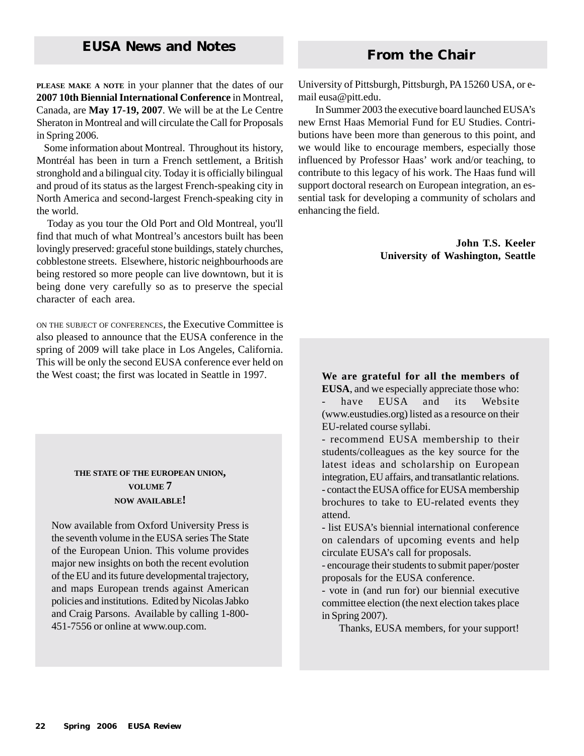## EUSA News and Notes

**PLEASE MAKE A NOTE** in your planner that the dates of our **2007 10th Biennial International Conference** in Montreal, Canada, are **May 17-19, 2007**. We will be at the Le Centre Sheraton in Montreal and will circulate the Call for Proposals in Spring 2006.

Some information about Montreal. Throughout its history, Montréal has been in turn a French settlement, a British stronghold and a bilingual city. Today it is officially bilingual and proud of its status as the largest French-speaking city in North America and second-largest French-speaking city in the world.

Today as you tour the Old Port and Old Montreal, you'll find that much of what Montreal's ancestors built has been lovingly preserved: graceful stone buildings, stately churches, cobblestone streets. Elsewhere, historic neighbourhoods are being restored so more people can live downtown, but it is being done very carefully so as to preserve the special character of each area.

ON THE SUBJECT OF CONFERENCES, the Executive Committee is also pleased to announce that the EUSA conference in the spring of 2009 will take place in Los Angeles, California. This will be only the second EUSA conference ever held on the West coast; the first was located in Seattle in 1997.

**THE STATE OF THE EUROPEAN UNION, VOLUME 7 NOW AVAILABLE!**

Now available from Oxford University Press is the seventh volume in the EUSA series The State of the European Union. This volume provides major new insights on both the recent evolution of the EU and its future developmental trajectory, and maps European trends against American policies and institutions. Edited by Nicolas Jabko and Craig Parsons. Available by calling 1-800-451-7556 or online at www.oup.com.

## From the Chair

University of Pittsburgh, Pittsburgh, PA 15260 USA, or e-mail eusa@pitt.edu.

In Summer 2003 the executive board launched EUSA's new Ernst Haas Memorial Fund for EU Studies. Contributions have been more than generous to this point, and we would like to encourage members, especially those influenced by Professor Haas' work and/or teaching, to contribute to this legacy of his work. The Haas fund will support doctoral research on European integration, an essential task for developing a community of scholars and enhancing the field.

**John T.S. Keeler**
**University of Washington, Seattle**

**We are grateful for all the members of EUSA**, and we especially appreciate those who:

- have EUSA and its Website (www.eustudies.org) listed as a resource on their EU-related course syllabi.
- recommend EUSA membership to their students/colleagues as the key source for the latest ideas and scholarship on European integration, EU affairs, and transatlantic relations.
- contact the EUSA office for EUSA membership brochures to take to EU-related events they attend.
- list EUSA's biennial international conference on calendars of upcoming events and help circulate EUSA's call for proposals.
- encourage their students to submit paper/poster proposals for the EUSA conference.
- vote in (and run for) our biennial executive committee election (the next election takes place in Spring 2007).

Thanks, EUSA members, for your support!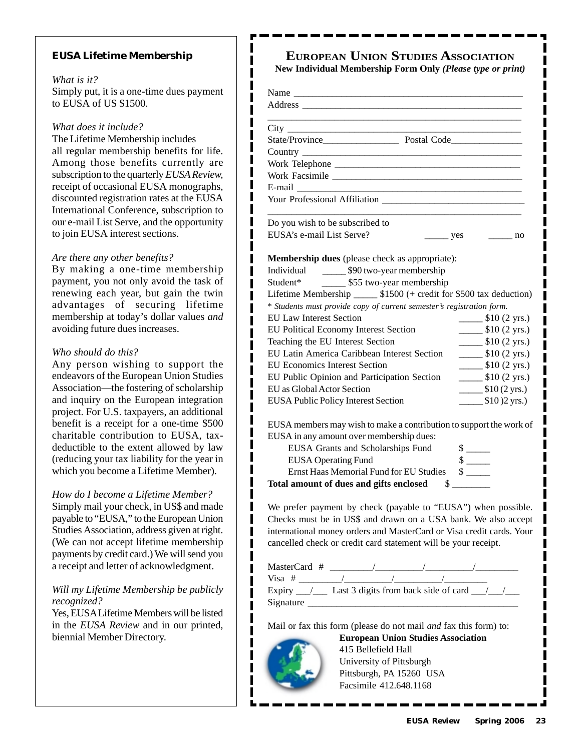### EUSA Lifetime Membership

*What is it?*
Simply put, it is a one-time dues payment to EUSA of US $1500.

*What does it include?*
The Lifetime Membership includes all regular membership benefits for life. Among those benefits currently are subscription to the quarterly *EUSA Review*, receipt of occasional EUSA monographs, discounted registration rates at the EUSA International Conference, subscription to our e-mail List Serve, and the opportunity to join EUSA interest sections.

*Are there any other benefits?*
By making a one-time membership payment, you not only avoid the task of renewing each year, but gain the twin advantages of securing lifetime membership at today's dollar values *and* avoiding future dues increases.

*Who should do this?*
Any person wishing to support the endeavors of the European Union Studies Association—the fostering of scholarship and inquiry on the European integration project. For U.S. taxpayers, an additional benefit is a receipt for a one-time $500 charitable contribution to EUSA, tax-deductible to the extent allowed by law (reducing your tax liability for the year in which you become a Lifetime Member).

*How do I become a Lifetime Member?*
Simply mail your check, in US$ and made payable to "EUSA," to the European Union Studies Association, address given at right. (We can not accept lifetime membership payments by credit card.) We will send you a receipt and letter of acknowledgment.

*Will my Lifetime Membership be publicly recognized?*
Yes, EUSA Lifetime Members will be listed in the *EUSA Review* and in our printed, biennial Member Directory.

## European Union Studies Association

**New Individual Membership Form Only *(Please type or print)***

Name ________________________________________________
Address ______________________________________________
_____________________________________________________
City _________________________________________________
State/Province________________ Postal Code_______________
Country ______________________________________________
Work Telephone _______________________________________
Work Facsimile ________________________________________
E-mail _______________________________________________
Your Professional Affiliation ___________________________
_____________________________________________________

Do you wish to be subscribed to
EUSA's e-mail List Serve? _____ yes _____ no

**Membership dues** (please check as appropriate):
Individual _____ $90 two-year membership
Student* _____ $55 two-year membership
Lifetime Membership _____ $1500 (+ credit for $500 tax deduction)
*\* Students must provide copy of current semester's registration form.*

EU Law Interest Section _____ $10 (2 yrs.)
EU Political Economy Interest Section _____ $10 (2 yrs.)
Teaching the EU Interest Section _____ $10 (2 yrs.)
EU Latin America Caribbean Interest Section _____ $10 (2 yrs.)
EU Economics Interest Section _____ $10 (2 yrs.)
EU Public Opinion and Participation Section _____ $10 (2 yrs.)
EU as Global Actor Section _____ $10 (2 yrs.)
EUSA Public Policy Interest Section _____ $10 )2 yrs.)

EUSA members may wish to make a contribution to support the work of EUSA in any amount over membership dues:
EUSA Grants and Scholarships Fund $ _____
EUSA Operating Fund $ _____
Ernst Haas Memorial Fund for EU Studies $ _____
**Total amount of dues and gifts enclosed** $ ________

We prefer payment by check (payable to "EUSA") when possible. Checks must be in US$ and drawn on a USA bank. We also accept international money orders and MasterCard or Visa credit cards. Your cancelled check or credit card statement will be your receipt.

MasterCard # _________/__________/__________/_________
Visa # _________/__________/__________/_________
Expiry ___/___ Last 3 digits from back side of card ___/___/___
Signature _____________________________________________

Mail or fax this form (please do not mail *and* fax this form) to:

**European Union Studies Association**
415 Bellefield Hall
University of Pittsburgh
Pittsburgh, PA 15260 USA
Facsimile 412.648.1168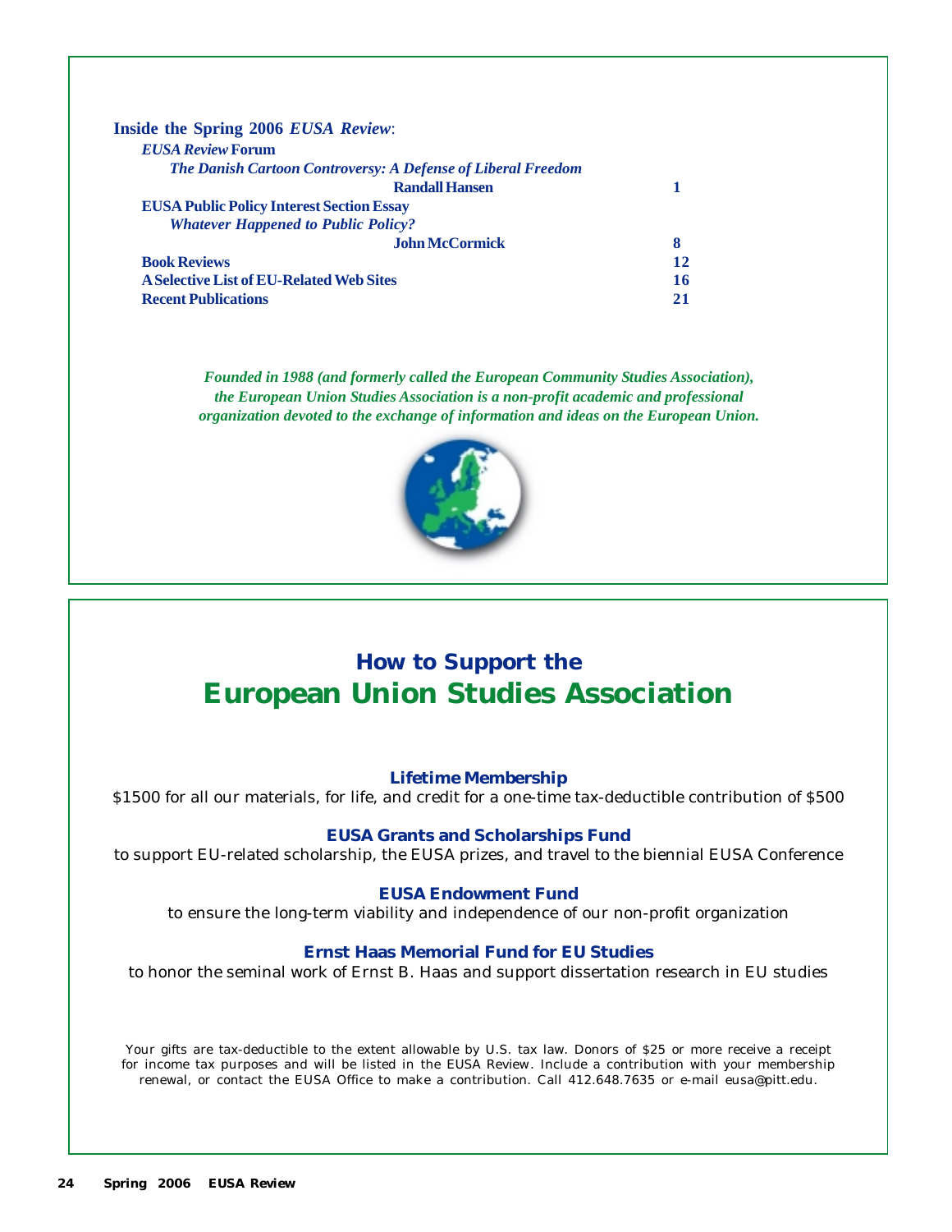**Inside the Spring 2006 *EUSA Review*:**

***EUSA Review* Forum**

***The Danish Cartoon Controversy: A Defense of Liberal Freedom***

**Randall Hansen** — **1**

**EUSA Public Policy Interest Section Essay**

***Whatever Happened to Public Policy?***

**John McCormick** — **8**

**Book Reviews** — **12**

**A Selective List of EU-Related Web Sites** — **16**

**Recent Publications** — **21**

***Founded in 1988 (and formerly called the European Community Studies Association), the European Union Studies Association is a non-profit academic and professional organization devoted to the exchange of information and ideas on the European Union.***

## How to Support the European Union Studies Association

**Lifetime Membership**

$1500 for all our materials, for life, and credit for a one-time tax-deductible contribution of $500

**EUSA Grants and Scholarships Fund**

to support EU-related scholarship, the EUSA prizes, and travel to the biennial EUSA Conference

**EUSA Endowment Fund**

to ensure the long-term viability and independence of our non-profit organization

**Ernst Haas Memorial Fund for EU Studies**

to honor the seminal work of Ernst B. Haas and support dissertation research in EU studies

Your gifts are tax-deductible to the extent allowable by U.S. tax law. Donors of $25 or more receive a receipt for income tax purposes and will be listed in the EUSA Review. Include a contribution with your membership renewal, or contact the EUSA Office to make a contribution. Call 412.648.7635 or e-mail eusa@pitt.edu.